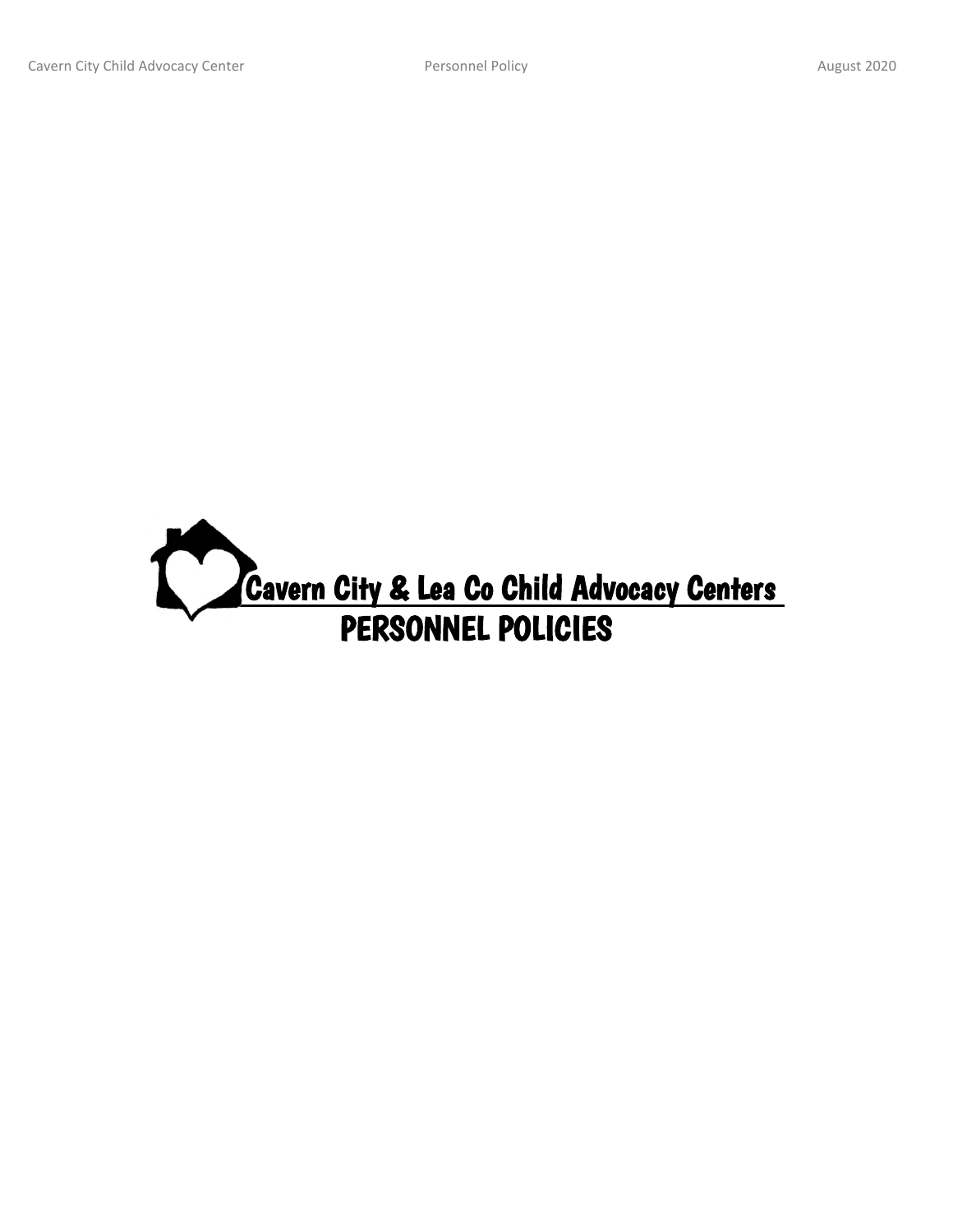# Cavern City & Lea Co Child Advocacy Centers

# PERSONNEL POLICIES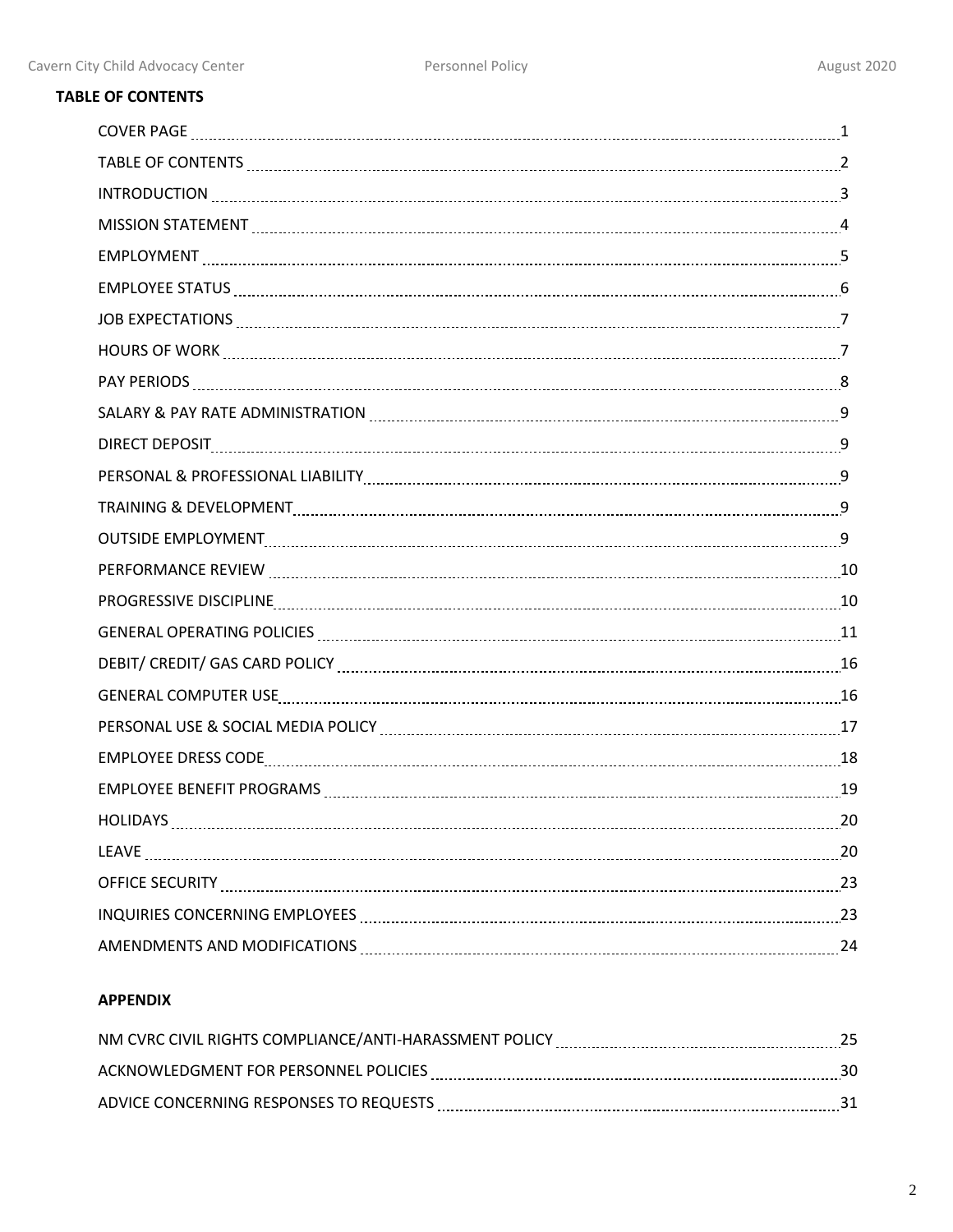**TABLE OF CONTENTS**

| | |
|---|---|
| COVER PAGE | 1 |
| TABLE OF CONTENTS | 2 |
| INTRODUCTION | 3 |
| MISSION STATEMENT | 4 |
| EMPLOYMENT | 5 |
| EMPLOYEE STATUS | 6 |
| JOB EXPECTATIONS | 7 |
| HOURS OF WORK | 7 |
| PAY PERIODS | 8 |
| SALARY & PAY RATE ADMINISTRATION | 9 |
| DIRECT DEPOSIT | 9 |
| PERSONAL & PROFESSIONAL LIABILITY | 9 |
| TRAINING & DEVELOPMENT | 9 |
| OUTSIDE EMPLOYMENT | 9 |
| PERFORMANCE REVIEW | 10 |
| PROGRESSIVE DISCIPLINE | 10 |
| GENERAL OPERATING POLICIES | 11 |
| DEBIT/ CREDIT/ GAS CARD POLICY | 16 |
| GENERAL COMPUTER USE | 16 |
| PERSONAL USE & SOCIAL MEDIA POLICY | 17 |
| EMPLOYEE DRESS CODE | 18 |
| EMPLOYEE BENEFIT PROGRAMS | 19 |
| HOLIDAYS | 20 |
| LEAVE | 20 |
| OFFICE SECURITY | 23 |
| INQUIRIES CONCERNING EMPLOYEES | 23 |
| AMENDMENTS AND MODIFICATIONS | 24 |

**APPENDIX**

| | |
|---|---|
| NM CVRC CIVIL RIGHTS COMPLIANCE/ANTI-HARASSMENT POLICY | 25 |
| ACKNOWLEDGMENT FOR PERSONNEL POLICIES | 30 |
| ADVICE CONCERNING RESPONSES TO REQUESTS | 31 |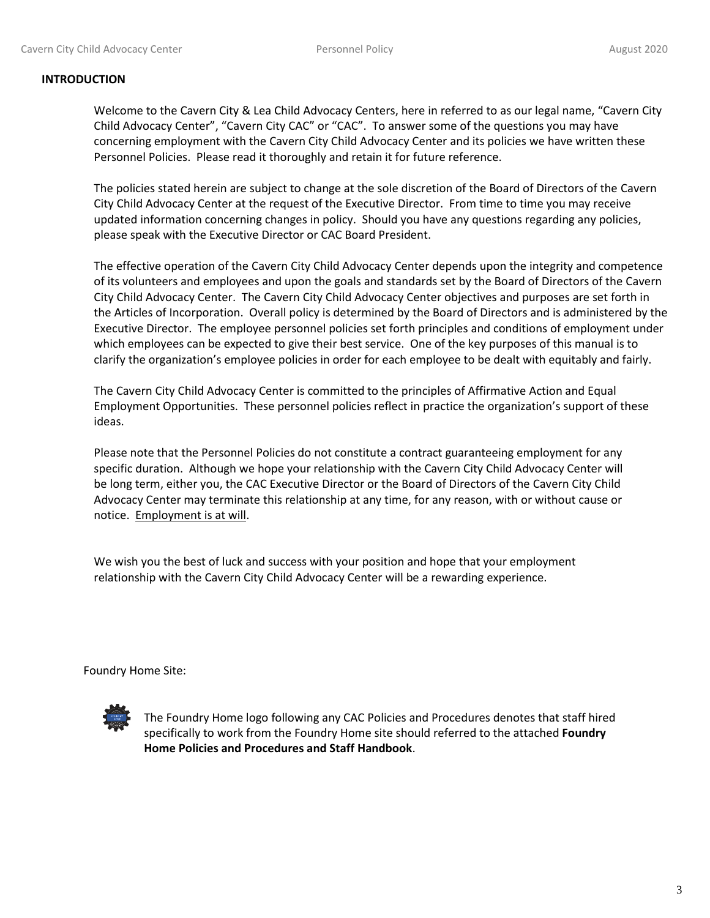## INTRODUCTION

Welcome to the Cavern City & Lea Child Advocacy Centers, here in referred to as our legal name, "Cavern City Child Advocacy Center", "Cavern City CAC" or "CAC". To answer some of the questions you may have concerning employment with the Cavern City Child Advocacy Center and its policies we have written these Personnel Policies. Please read it thoroughly and retain it for future reference.

The policies stated herein are subject to change at the sole discretion of the Board of Directors of the Cavern City Child Advocacy Center at the request of the Executive Director. From time to time you may receive updated information concerning changes in policy. Should you have any questions regarding any policies, please speak with the Executive Director or CAC Board President.

The effective operation of the Cavern City Child Advocacy Center depends upon the integrity and competence of its volunteers and employees and upon the goals and standards set by the Board of Directors of the Cavern City Child Advocacy Center. The Cavern City Child Advocacy Center objectives and purposes are set forth in the Articles of Incorporation. Overall policy is determined by the Board of Directors and is administered by the Executive Director. The employee personnel policies set forth principles and conditions of employment under which employees can be expected to give their best service. One of the key purposes of this manual is to clarify the organization's employee policies in order for each employee to be dealt with equitably and fairly.

The Cavern City Child Advocacy Center is committed to the principles of Affirmative Action and Equal Employment Opportunities. These personnel policies reflect in practice the organization's support of these ideas.

Please note that the Personnel Policies do not constitute a contract guaranteeing employment for any specific duration. Although we hope your relationship with the Cavern City Child Advocacy Center will be long term, either you, the CAC Executive Director or the Board of Directors of the Cavern City Child Advocacy Center may terminate this relationship at any time, for any reason, with or without cause or notice. <u>Employment is at will</u>.

We wish you the best of luck and success with your position and hope that your employment relationship with the Cavern City Child Advocacy Center will be a rewarding experience.

Foundry Home Site:

The Foundry Home logo following any CAC Policies and Procedures denotes that staff hired specifically to work from the Foundry Home site should referred to the attached **Foundry Home Policies and Procedures and Staff Handbook**.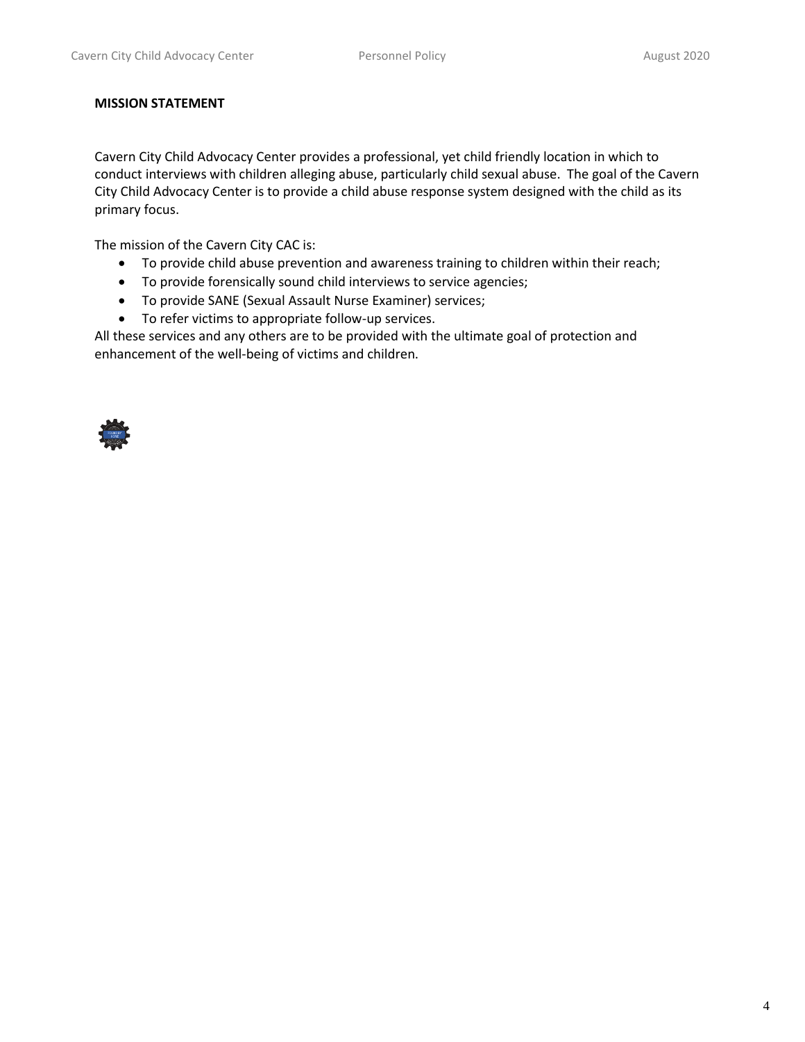## MISSION STATEMENT

Cavern City Child Advocacy Center provides a professional, yet child friendly location in which to conduct interviews with children alleging abuse, particularly child sexual abuse. The goal of the Cavern City Child Advocacy Center is to provide a child abuse response system designed with the child as its primary focus.

The mission of the Cavern City CAC is:

- To provide child abuse prevention and awareness training to children within their reach;
- To provide forensically sound child interviews to service agencies;
- To provide SANE (Sexual Assault Nurse Examiner) services;
- To refer victims to appropriate follow-up services.

All these services and any others are to be provided with the ultimate goal of protection and enhancement of the well-being of victims and children.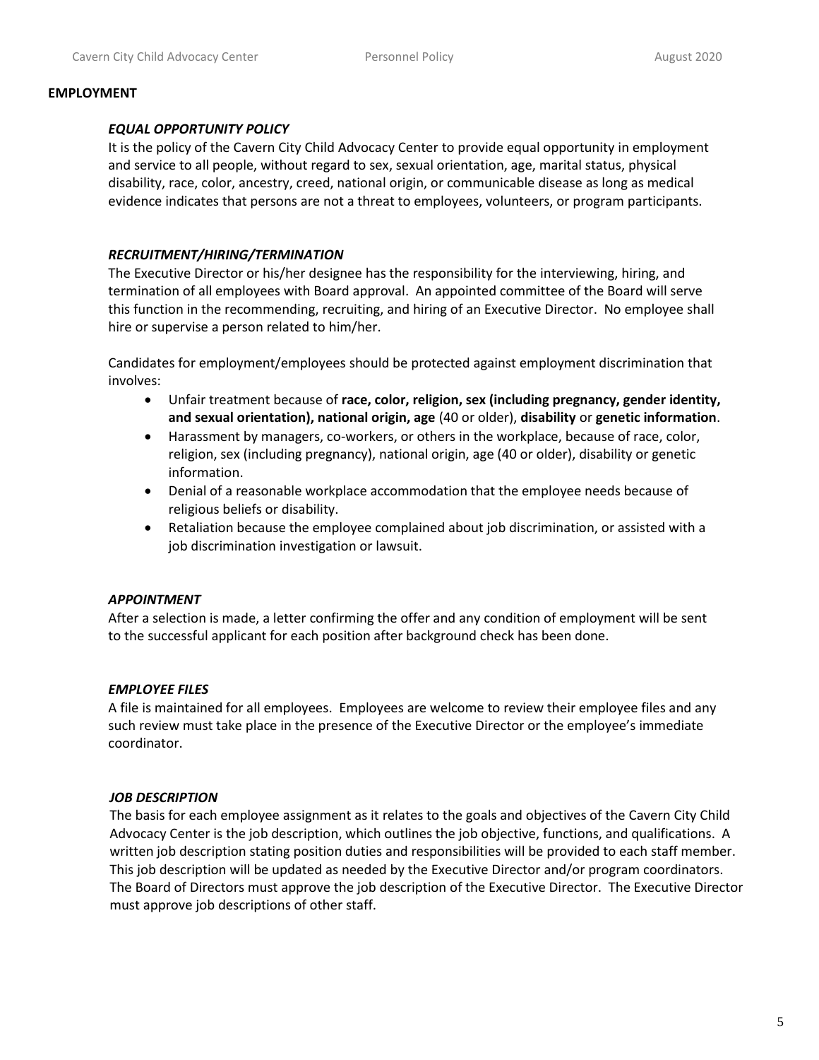## EMPLOYMENT

### *EQUAL OPPORTUNITY POLICY*

It is the policy of the Cavern City Child Advocacy Center to provide equal opportunity in employment and service to all people, without regard to sex, sexual orientation, age, marital status, physical disability, race, color, ancestry, creed, national origin, or communicable disease as long as medical evidence indicates that persons are not a threat to employees, volunteers, or program participants.

### *RECRUITMENT/HIRING/TERMINATION*

The Executive Director or his/her designee has the responsibility for the interviewing, hiring, and termination of all employees with Board approval. An appointed committee of the Board will serve this function in the recommending, recruiting, and hiring of an Executive Director. No employee shall hire or supervise a person related to him/her.

Candidates for employment/employees should be protected against employment discrimination that involves:

- Unfair treatment because of **race, color, religion, sex (including pregnancy, gender identity, and sexual orientation), national origin, age** (40 or older), **disability** or **genetic information**.
- Harassment by managers, co-workers, or others in the workplace, because of race, color, religion, sex (including pregnancy), national origin, age (40 or older), disability or genetic information.
- Denial of a reasonable workplace accommodation that the employee needs because of religious beliefs or disability.
- Retaliation because the employee complained about job discrimination, or assisted with a job discrimination investigation or lawsuit.

### *APPOINTMENT*

After a selection is made, a letter confirming the offer and any condition of employment will be sent to the successful applicant for each position after background check has been done.

### *EMPLOYEE FILES*

A file is maintained for all employees. Employees are welcome to review their employee files and any such review must take place in the presence of the Executive Director or the employee's immediate coordinator.

### *JOB DESCRIPTION*

The basis for each employee assignment as it relates to the goals and objectives of the Cavern City Child Advocacy Center is the job description, which outlines the job objective, functions, and qualifications. A written job description stating position duties and responsibilities will be provided to each staff member. This job description will be updated as needed by the Executive Director and/or program coordinators. The Board of Directors must approve the job description of the Executive Director. The Executive Director must approve job descriptions of other staff.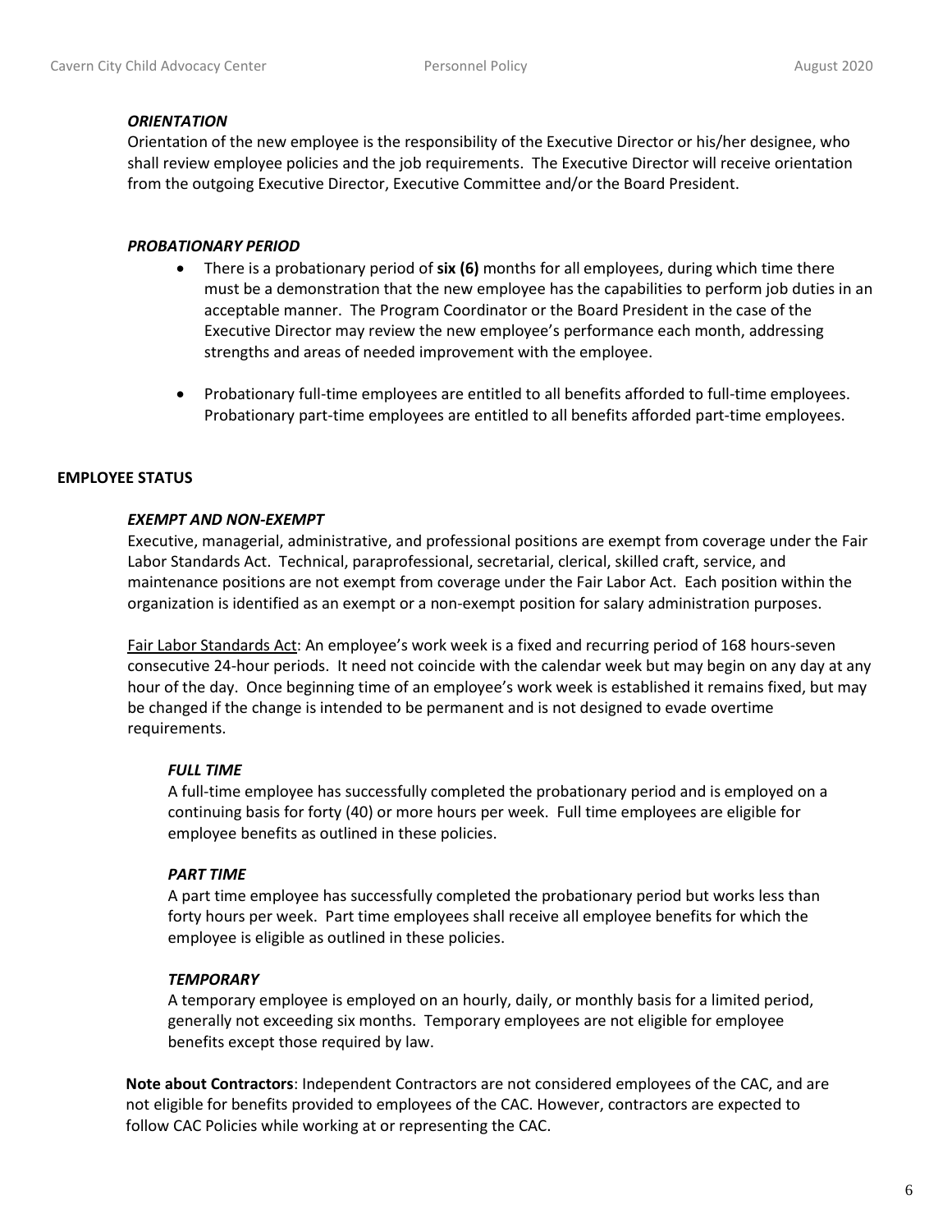***ORIENTATION***

Orientation of the new employee is the responsibility of the Executive Director or his/her designee, who shall review employee policies and the job requirements. The Executive Director will receive orientation from the outgoing Executive Director, Executive Committee and/or the Board President.

***PROBATIONARY PERIOD***

- There is a probationary period of **six (6)** months for all employees, during which time there must be a demonstration that the new employee has the capabilities to perform job duties in an acceptable manner. The Program Coordinator or the Board President in the case of the Executive Director may review the new employee's performance each month, addressing strengths and areas of needed improvement with the employee.

- Probationary full-time employees are entitled to all benefits afforded to full-time employees. Probationary part-time employees are entitled to all benefits afforded part-time employees.

## EMPLOYEE STATUS

***EXEMPT AND NON-EXEMPT***

Executive, managerial, administrative, and professional positions are exempt from coverage under the Fair Labor Standards Act. Technical, paraprofessional, secretarial, clerical, skilled craft, service, and maintenance positions are not exempt from coverage under the Fair Labor Act. Each position within the organization is identified as an exempt or a non-exempt position for salary administration purposes.

<u>Fair Labor Standards Act</u>: An employee's work week is a fixed and recurring period of 168 hours-seven consecutive 24-hour periods. It need not coincide with the calendar week but may begin on any day at any hour of the day. Once beginning time of an employee's work week is established it remains fixed, but may be changed if the change is intended to be permanent and is not designed to evade overtime requirements.

***FULL TIME***

A full-time employee has successfully completed the probationary period and is employed on a continuing basis for forty (40) or more hours per week. Full time employees are eligible for employee benefits as outlined in these policies.

***PART TIME***

A part time employee has successfully completed the probationary period but works less than forty hours per week. Part time employees shall receive all employee benefits for which the employee is eligible as outlined in these policies.

***TEMPORARY***

A temporary employee is employed on an hourly, daily, or monthly basis for a limited period, generally not exceeding six months. Temporary employees are not eligible for employee benefits except those required by law.

**Note about Contractors**: Independent Contractors are not considered employees of the CAC, and are not eligible for benefits provided to employees of the CAC. However, contractors are expected to follow CAC Policies while working at or representing the CAC.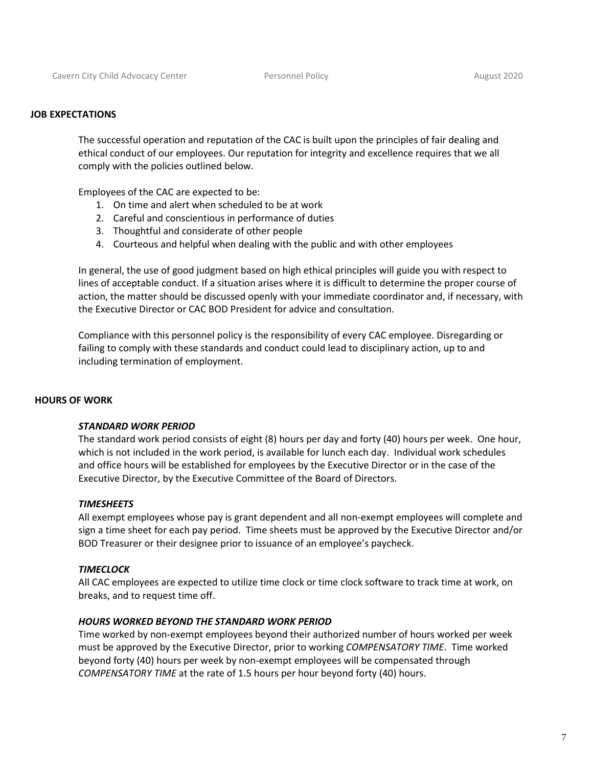## JOB EXPECTATIONS

The successful operation and reputation of the CAC is built upon the principles of fair dealing and ethical conduct of our employees. Our reputation for integrity and excellence requires that we all comply with the policies outlined below.

Employees of the CAC are expected to be:

1. On time and alert when scheduled to be at work
2. Careful and conscientious in performance of duties
3. Thoughtful and considerate of other people
4. Courteous and helpful when dealing with the public and with other employees

In general, the use of good judgment based on high ethical principles will guide you with respect to lines of acceptable conduct. If a situation arises where it is difficult to determine the proper course of action, the matter should be discussed openly with your immediate coordinator and, if necessary, with the Executive Director or CAC BOD President for advice and consultation.

Compliance with this personnel policy is the responsibility of every CAC employee. Disregarding or failing to comply with these standards and conduct could lead to disciplinary action, up to and including termination of employment.

## HOURS OF WORK

### *STANDARD WORK PERIOD*

The standard work period consists of eight (8) hours per day and forty (40) hours per week. One hour, which is not included in the work period, is available for lunch each day. Individual work schedules and office hours will be established for employees by the Executive Director or in the case of the Executive Director, by the Executive Committee of the Board of Directors.

### *TIMESHEETS*

All exempt employees whose pay is grant dependent and all non-exempt employees will complete and sign a time sheet for each pay period. Time sheets must be approved by the Executive Director and/or BOD Treasurer or their designee prior to issuance of an employee's paycheck.

### *TIMECLOCK*

All CAC employees are expected to utilize time clock or time clock software to track time at work, on breaks, and to request time off.

### *HOURS WORKED BEYOND THE STANDARD WORK PERIOD*

Time worked by non-exempt employees beyond their authorized number of hours worked per week must be approved by the Executive Director, prior to working *COMPENSATORY TIME*. Time worked beyond forty (40) hours per week by non-exempt employees will be compensated through *COMPENSATORY TIME* at the rate of 1.5 hours per hour beyond forty (40) hours.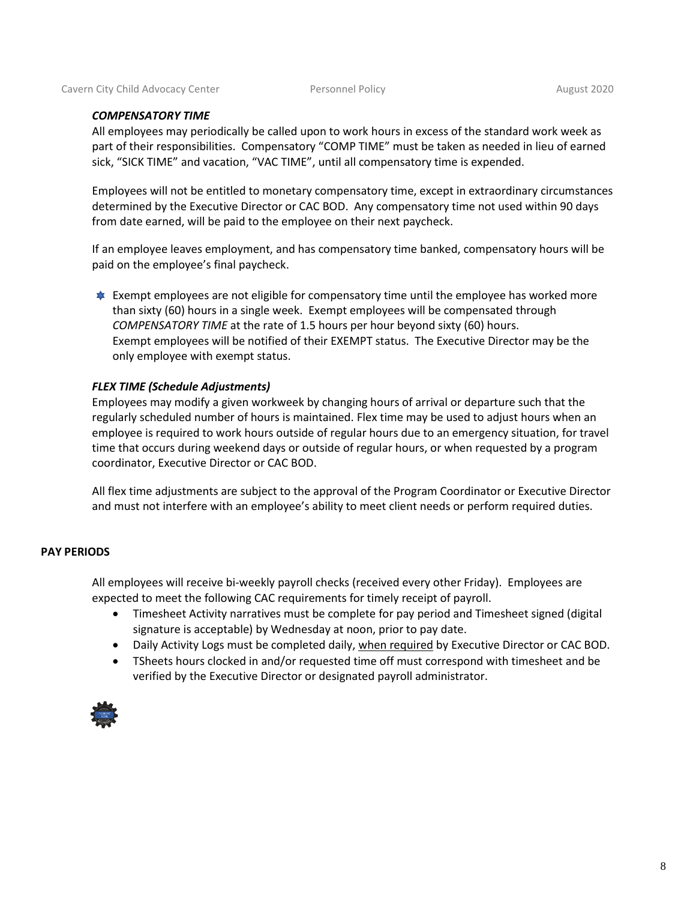### *COMPENSATORY TIME*

All employees may periodically be called upon to work hours in excess of the standard work week as part of their responsibilities. Compensatory "COMP TIME" must be taken as needed in lieu of earned sick, "SICK TIME" and vacation, "VAC TIME", until all compensatory time is expended.

Employees will not be entitled to monetary compensatory time, except in extraordinary circumstances determined by the Executive Director or CAC BOD. Any compensatory time not used within 90 days from date earned, will be paid to the employee on their next paycheck.

If an employee leaves employment, and has compensatory time banked, compensatory hours will be paid on the employee's final paycheck.

- Exempt employees are not eligible for compensatory time until the employee has worked more than sixty (60) hours in a single week. Exempt employees will be compensated through *COMPENSATORY TIME* at the rate of 1.5 hours per hour beyond sixty (60) hours.
  Exempt employees will be notified of their EXEMPT status. The Executive Director may be the only employee with exempt status.

### *FLEX TIME (Schedule Adjustments)*

Employees may modify a given workweek by changing hours of arrival or departure such that the regularly scheduled number of hours is maintained. Flex time may be used to adjust hours when an employee is required to work hours outside of regular hours due to an emergency situation, for travel time that occurs during weekend days or outside of regular hours, or when requested by a program coordinator, Executive Director or CAC BOD.

All flex time adjustments are subject to the approval of the Program Coordinator or Executive Director and must not interfere with an employee's ability to meet client needs or perform required duties.

## PAY PERIODS

All employees will receive bi-weekly payroll checks (received every other Friday). Employees are expected to meet the following CAC requirements for timely receipt of payroll.

- Timesheet Activity narratives must be complete for pay period and Timesheet signed (digital signature is acceptable) by Wednesday at noon, prior to pay date.
- Daily Activity Logs must be completed daily, <u>when required</u> by Executive Director or CAC BOD.
- TSheets hours clocked in and/or requested time off must correspond with timesheet and be verified by the Executive Director or designated payroll administrator.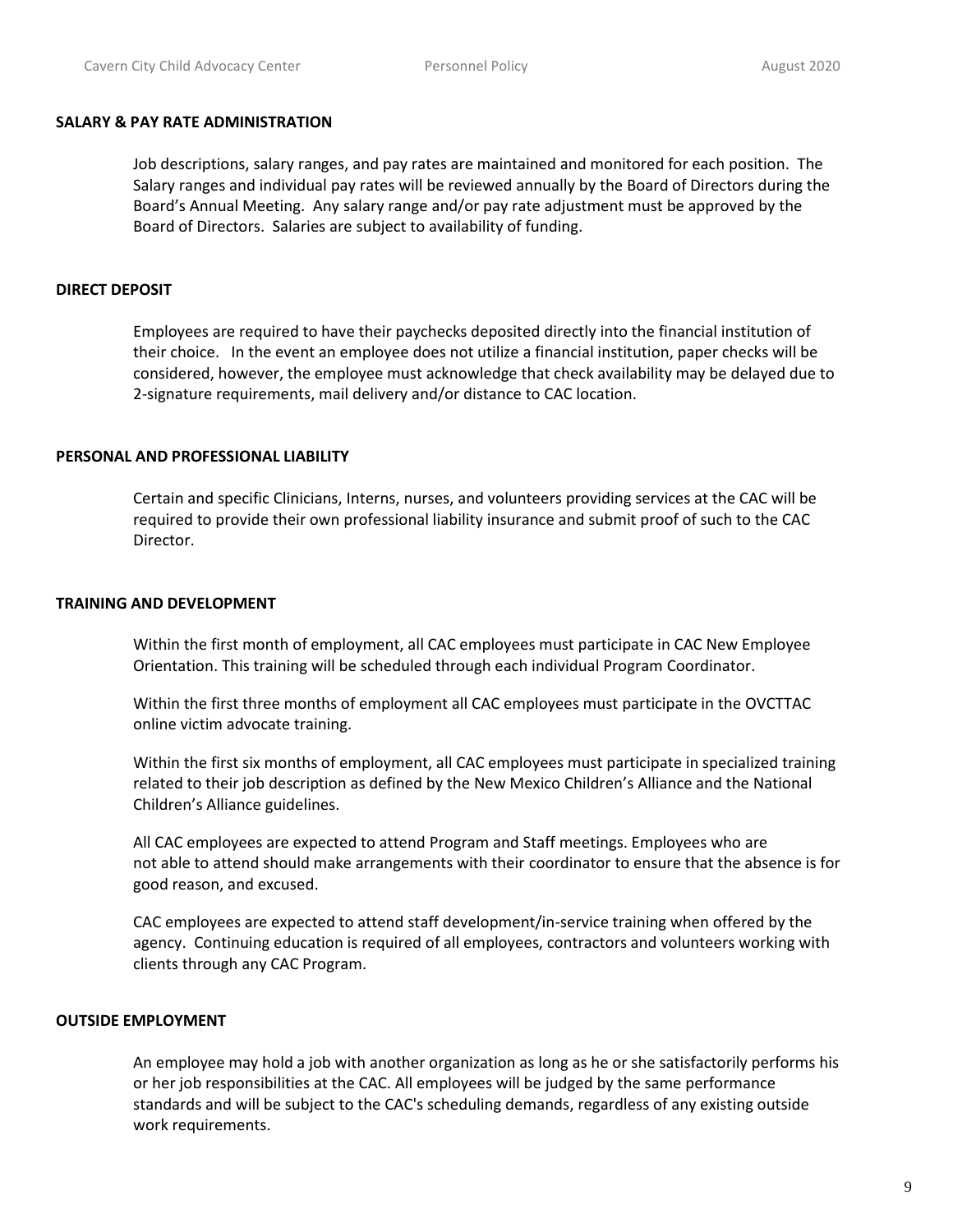## SALARY & PAY RATE ADMINISTRATION

Job descriptions, salary ranges, and pay rates are maintained and monitored for each position. The Salary ranges and individual pay rates will be reviewed annually by the Board of Directors during the Board's Annual Meeting. Any salary range and/or pay rate adjustment must be approved by the Board of Directors. Salaries are subject to availability of funding.

## DIRECT DEPOSIT

Employees are required to have their paychecks deposited directly into the financial institution of their choice. In the event an employee does not utilize a financial institution, paper checks will be considered, however, the employee must acknowledge that check availability may be delayed due to 2-signature requirements, mail delivery and/or distance to CAC location.

## PERSONAL AND PROFESSIONAL LIABILITY

Certain and specific Clinicians, Interns, nurses, and volunteers providing services at the CAC will be required to provide their own professional liability insurance and submit proof of such to the CAC Director.

## TRAINING AND DEVELOPMENT

Within the first month of employment, all CAC employees must participate in CAC New Employee Orientation. This training will be scheduled through each individual Program Coordinator.

Within the first three months of employment all CAC employees must participate in the OVCTTAC online victim advocate training.

Within the first six months of employment, all CAC employees must participate in specialized training related to their job description as defined by the New Mexico Children's Alliance and the National Children's Alliance guidelines.

All CAC employees are expected to attend Program and Staff meetings. Employees who are not able to attend should make arrangements with their coordinator to ensure that the absence is for good reason, and excused.

CAC employees are expected to attend staff development/in-service training when offered by the agency. Continuing education is required of all employees, contractors and volunteers working with clients through any CAC Program.

## OUTSIDE EMPLOYMENT

An employee may hold a job with another organization as long as he or she satisfactorily performs his or her job responsibilities at the CAC. All employees will be judged by the same performance standards and will be subject to the CAC's scheduling demands, regardless of any existing outside work requirements.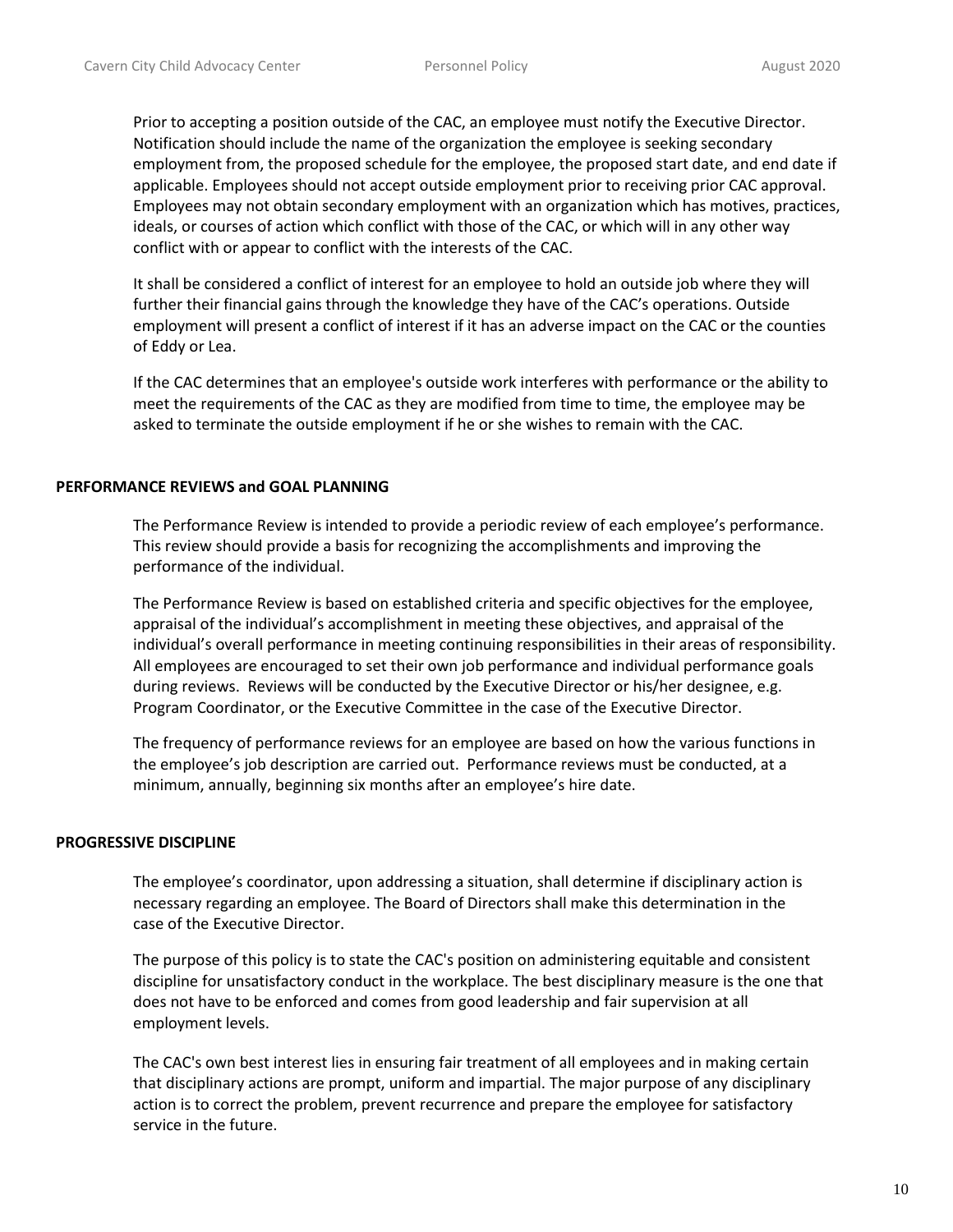Prior to accepting a position outside of the CAC, an employee must notify the Executive Director. Notification should include the name of the organization the employee is seeking secondary employment from, the proposed schedule for the employee, the proposed start date, and end date if applicable. Employees should not accept outside employment prior to receiving prior CAC approval. Employees may not obtain secondary employment with an organization which has motives, practices, ideals, or courses of action which conflict with those of the CAC, or which will in any other way conflict with or appear to conflict with the interests of the CAC.

It shall be considered a conflict of interest for an employee to hold an outside job where they will further their financial gains through the knowledge they have of the CAC's operations. Outside employment will present a conflict of interest if it has an adverse impact on the CAC or the counties of Eddy or Lea.

If the CAC determines that an employee's outside work interferes with performance or the ability to meet the requirements of the CAC as they are modified from time to time, the employee may be asked to terminate the outside employment if he or she wishes to remain with the CAC.

## PERFORMANCE REVIEWS and GOAL PLANNING

The Performance Review is intended to provide a periodic review of each employee's performance. This review should provide a basis for recognizing the accomplishments and improving the performance of the individual.

The Performance Review is based on established criteria and specific objectives for the employee, appraisal of the individual's accomplishment in meeting these objectives, and appraisal of the individual's overall performance in meeting continuing responsibilities in their areas of responsibility. All employees are encouraged to set their own job performance and individual performance goals during reviews. Reviews will be conducted by the Executive Director or his/her designee, e.g. Program Coordinator, or the Executive Committee in the case of the Executive Director.

The frequency of performance reviews for an employee are based on how the various functions in the employee's job description are carried out. Performance reviews must be conducted, at a minimum, annually, beginning six months after an employee's hire date.

## PROGRESSIVE DISCIPLINE

The employee's coordinator, upon addressing a situation, shall determine if disciplinary action is necessary regarding an employee. The Board of Directors shall make this determination in the case of the Executive Director.

The purpose of this policy is to state the CAC's position on administering equitable and consistent discipline for unsatisfactory conduct in the workplace. The best disciplinary measure is the one that does not have to be enforced and comes from good leadership and fair supervision at all employment levels.

The CAC's own best interest lies in ensuring fair treatment of all employees and in making certain that disciplinary actions are prompt, uniform and impartial. The major purpose of any disciplinary action is to correct the problem, prevent recurrence and prepare the employee for satisfactory service in the future.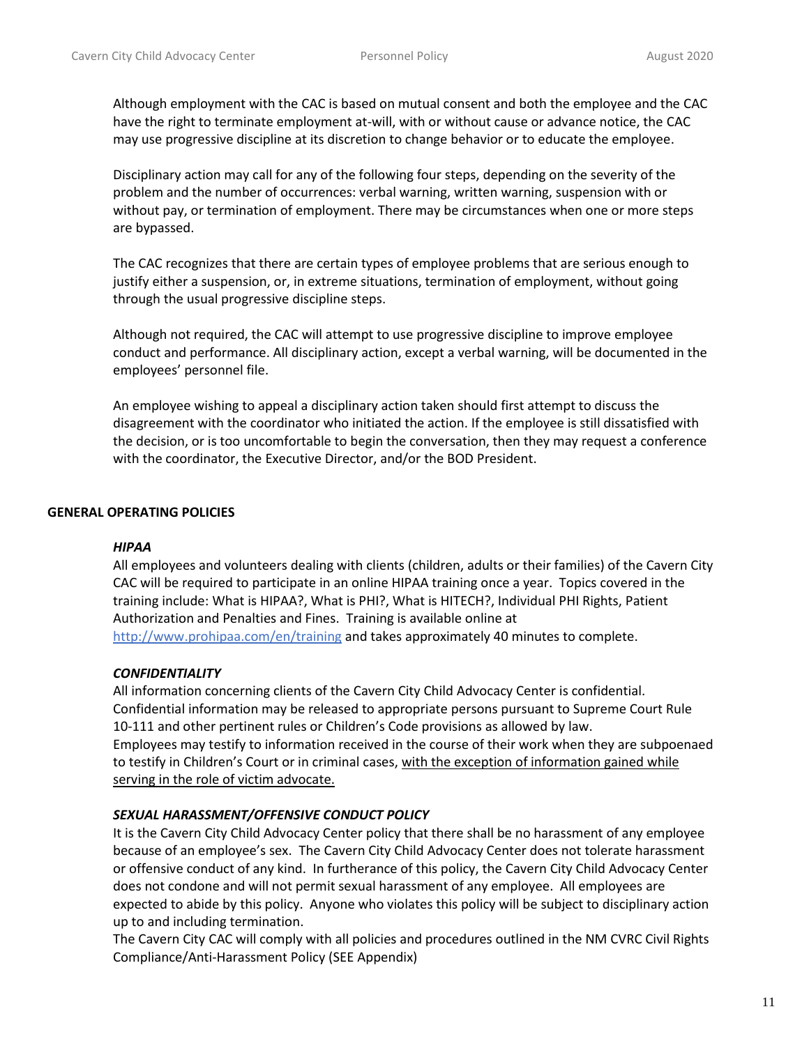Although employment with the CAC is based on mutual consent and both the employee and the CAC have the right to terminate employment at-will, with or without cause or advance notice, the CAC may use progressive discipline at its discretion to change behavior or to educate the employee.

Disciplinary action may call for any of the following four steps, depending on the severity of the problem and the number of occurrences: verbal warning, written warning, suspension with or without pay, or termination of employment. There may be circumstances when one or more steps are bypassed.

The CAC recognizes that there are certain types of employee problems that are serious enough to justify either a suspension, or, in extreme situations, termination of employment, without going through the usual progressive discipline steps.

Although not required, the CAC will attempt to use progressive discipline to improve employee conduct and performance. All disciplinary action, except a verbal warning, will be documented in the employees' personnel file.

An employee wishing to appeal a disciplinary action taken should first attempt to discuss the disagreement with the coordinator who initiated the action. If the employee is still dissatisfied with the decision, or is too uncomfortable to begin the conversation, then they may request a conference with the coordinator, the Executive Director, and/or the BOD President.

## GENERAL OPERATING POLICIES

### *HIPAA*

All employees and volunteers dealing with clients (children, adults or their families) of the Cavern City CAC will be required to participate in an online HIPAA training once a year. Topics covered in the training include: What is HIPAA?, What is PHI?, What is HITECH?, Individual PHI Rights, Patient Authorization and Penalties and Fines. Training is available online at [http://www.prohipaa.com/en/training](http://www.prohipaa.com/en/training) and takes approximately 40 minutes to complete.

### *CONFIDENTIALITY*

All information concerning clients of the Cavern City Child Advocacy Center is confidential. Confidential information may be released to appropriate persons pursuant to Supreme Court Rule 10-111 and other pertinent rules or Children's Code provisions as allowed by law.
Employees may testify to information received in the course of their work when they are subpoenaed to testify in Children's Court or in criminal cases, <u>with the exception of information gained while serving in the role of victim advocate.</u>

### *SEXUAL HARASSMENT/OFFENSIVE CONDUCT POLICY*

It is the Cavern City Child Advocacy Center policy that there shall be no harassment of any employee because of an employee's sex. The Cavern City Child Advocacy Center does not tolerate harassment or offensive conduct of any kind. In furtherance of this policy, the Cavern City Child Advocacy Center does not condone and will not permit sexual harassment of any employee. All employees are expected to abide by this policy. Anyone who violates this policy will be subject to disciplinary action up to and including termination.
The Cavern City CAC will comply with all policies and procedures outlined in the NM CVRC Civil Rights Compliance/Anti-Harassment Policy (SEE Appendix)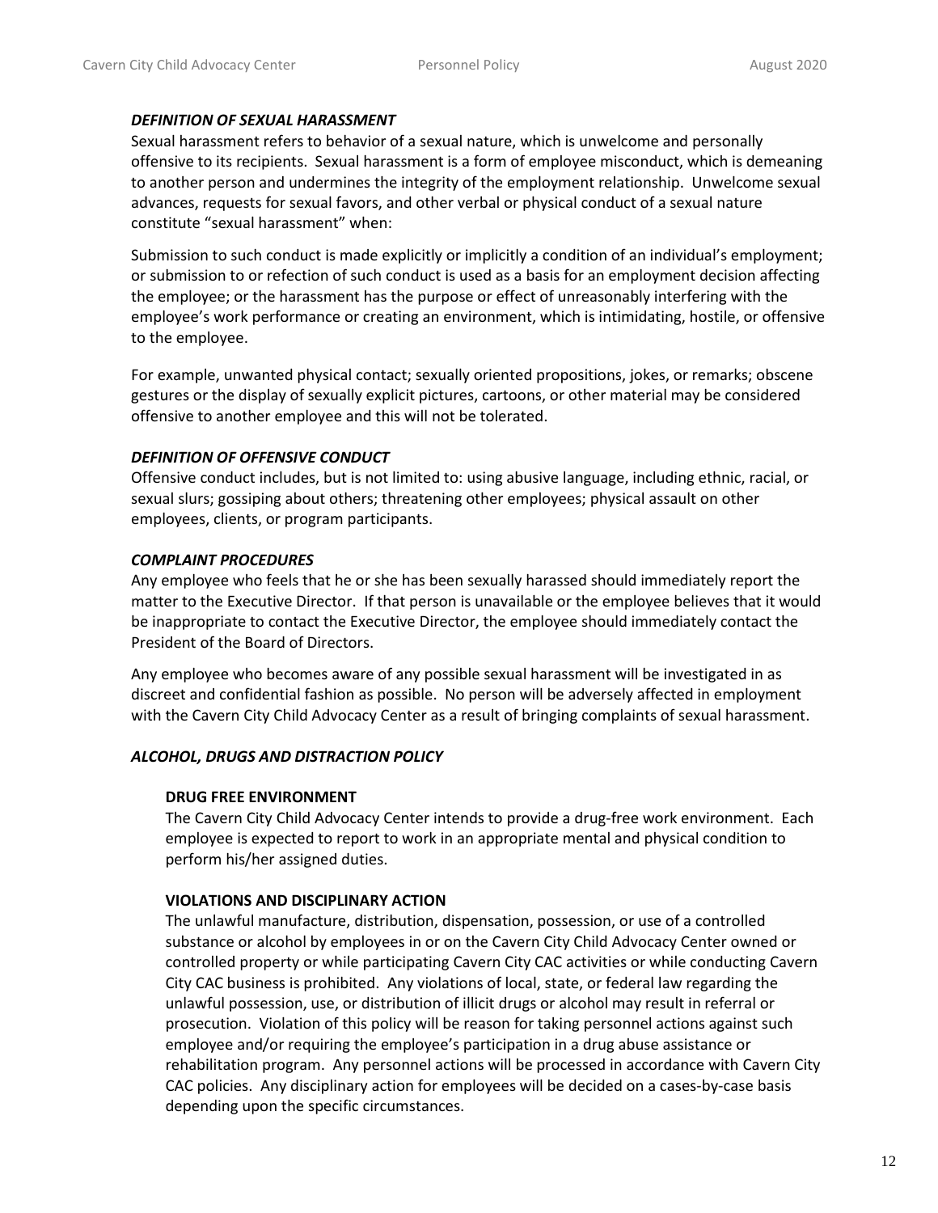***DEFINITION OF SEXUAL HARASSMENT***

Sexual harassment refers to behavior of a sexual nature, which is unwelcome and personally offensive to its recipients. Sexual harassment is a form of employee misconduct, which is demeaning to another person and undermines the integrity of the employment relationship. Unwelcome sexual advances, requests for sexual favors, and other verbal or physical conduct of a sexual nature constitute "sexual harassment" when:

Submission to such conduct is made explicitly or implicitly a condition of an individual's employment; or submission to or refection of such conduct is used as a basis for an employment decision affecting the employee; or the harassment has the purpose or effect of unreasonably interfering with the employee's work performance or creating an environment, which is intimidating, hostile, or offensive to the employee.

For example, unwanted physical contact; sexually oriented propositions, jokes, or remarks; obscene gestures or the display of sexually explicit pictures, cartoons, or other material may be considered offensive to another employee and this will not be tolerated.

***DEFINITION OF OFFENSIVE CONDUCT***

Offensive conduct includes, but is not limited to: using abusive language, including ethnic, racial, or sexual slurs; gossiping about others; threatening other employees; physical assault on other employees, clients, or program participants.

***COMPLAINT PROCEDURES***

Any employee who feels that he or she has been sexually harassed should immediately report the matter to the Executive Director. If that person is unavailable or the employee believes that it would be inappropriate to contact the Executive Director, the employee should immediately contact the President of the Board of Directors.

Any employee who becomes aware of any possible sexual harassment will be investigated in as discreet and confidential fashion as possible. No person will be adversely affected in employment with the Cavern City Child Advocacy Center as a result of bringing complaints of sexual harassment.

***ALCOHOL, DRUGS AND DISTRACTION POLICY***

**DRUG FREE ENVIRONMENT**

The Cavern City Child Advocacy Center intends to provide a drug-free work environment. Each employee is expected to report to work in an appropriate mental and physical condition to perform his/her assigned duties.

**VIOLATIONS AND DISCIPLINARY ACTION**

The unlawful manufacture, distribution, dispensation, possession, or use of a controlled substance or alcohol by employees in or on the Cavern City Child Advocacy Center owned or controlled property or while participating Cavern City CAC activities or while conducting Cavern City CAC business is prohibited. Any violations of local, state, or federal law regarding the unlawful possession, use, or distribution of illicit drugs or alcohol may result in referral or prosecution. Violation of this policy will be reason for taking personnel actions against such employee and/or requiring the employee's participation in a drug abuse assistance or rehabilitation program. Any personnel actions will be processed in accordance with Cavern City CAC policies. Any disciplinary action for employees will be decided on a cases-by-case basis depending upon the specific circumstances.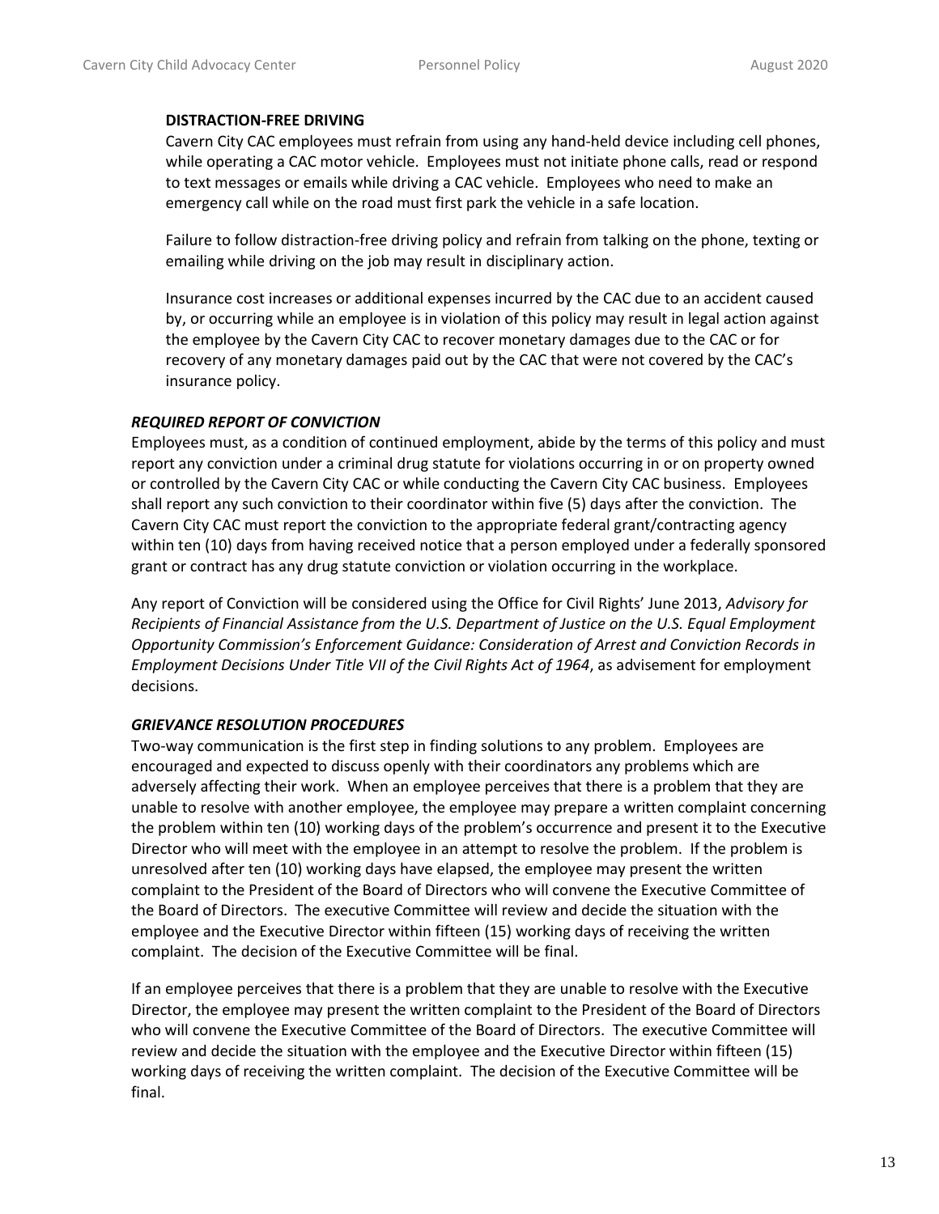**DISTRACTION-FREE DRIVING**

Cavern City CAC employees must refrain from using any hand-held device including cell phones, while operating a CAC motor vehicle. Employees must not initiate phone calls, read or respond to text messages or emails while driving a CAC vehicle. Employees who need to make an emergency call while on the road must first park the vehicle in a safe location.

Failure to follow distraction-free driving policy and refrain from talking on the phone, texting or emailing while driving on the job may result in disciplinary action.

Insurance cost increases or additional expenses incurred by the CAC due to an accident caused by, or occurring while an employee is in violation of this policy may result in legal action against the employee by the Cavern City CAC to recover monetary damages due to the CAC or for recovery of any monetary damages paid out by the CAC that were not covered by the CAC's insurance policy.

***REQUIRED REPORT OF CONVICTION***

Employees must, as a condition of continued employment, abide by the terms of this policy and must report any conviction under a criminal drug statute for violations occurring in or on property owned or controlled by the Cavern City CAC or while conducting the Cavern City CAC business. Employees shall report any such conviction to their coordinator within five (5) days after the conviction. The Cavern City CAC must report the conviction to the appropriate federal grant/contracting agency within ten (10) days from having received notice that a person employed under a federally sponsored grant or contract has any drug statute conviction or violation occurring in the workplace.

Any report of Conviction will be considered using the Office for Civil Rights' June 2013, *Advisory for Recipients of Financial Assistance from the U.S. Department of Justice on the U.S. Equal Employment Opportunity Commission's Enforcement Guidance: Consideration of Arrest and Conviction Records in Employment Decisions Under Title VII of the Civil Rights Act of 1964*, as advisement for employment decisions.

***GRIEVANCE RESOLUTION PROCEDURES***

Two-way communication is the first step in finding solutions to any problem. Employees are encouraged and expected to discuss openly with their coordinators any problems which are adversely affecting their work. When an employee perceives that there is a problem that they are unable to resolve with another employee, the employee may prepare a written complaint concerning the problem within ten (10) working days of the problem's occurrence and present it to the Executive Director who will meet with the employee in an attempt to resolve the problem. If the problem is unresolved after ten (10) working days have elapsed, the employee may present the written complaint to the President of the Board of Directors who will convene the Executive Committee of the Board of Directors. The executive Committee will review and decide the situation with the employee and the Executive Director within fifteen (15) working days of receiving the written complaint. The decision of the Executive Committee will be final.

If an employee perceives that there is a problem that they are unable to resolve with the Executive Director, the employee may present the written complaint to the President of the Board of Directors who will convene the Executive Committee of the Board of Directors. The executive Committee will review and decide the situation with the employee and the Executive Director within fifteen (15) working days of receiving the written complaint. The decision of the Executive Committee will be final.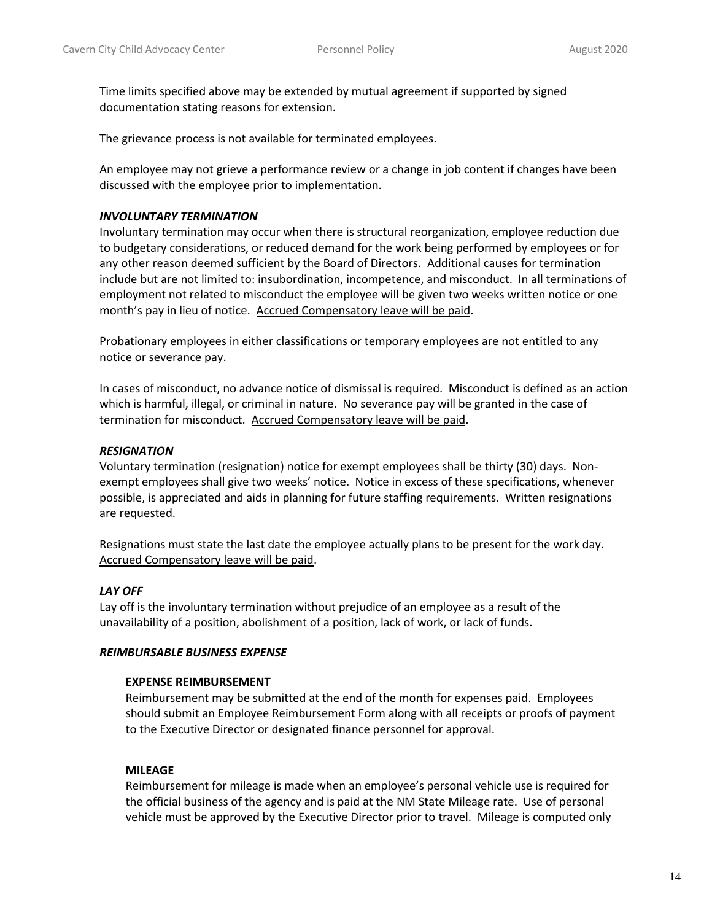Time limits specified above may be extended by mutual agreement if supported by signed documentation stating reasons for extension.

The grievance process is not available for terminated employees.

An employee may not grieve a performance review or a change in job content if changes have been discussed with the employee prior to implementation.

***INVOLUNTARY TERMINATION***

Involuntary termination may occur when there is structural reorganization, employee reduction due to budgetary considerations, or reduced demand for the work being performed by employees or for any other reason deemed sufficient by the Board of Directors. Additional causes for termination include but are not limited to: insubordination, incompetence, and misconduct. In all terminations of employment not related to misconduct the employee will be given two weeks written notice or one month's pay in lieu of notice. <u>Accrued Compensatory leave will be paid</u>.

Probationary employees in either classifications or temporary employees are not entitled to any notice or severance pay.

In cases of misconduct, no advance notice of dismissal is required. Misconduct is defined as an action which is harmful, illegal, or criminal in nature. No severance pay will be granted in the case of termination for misconduct. <u>Accrued Compensatory leave will be paid</u>.

***RESIGNATION***

Voluntary termination (resignation) notice for exempt employees shall be thirty (30) days. Non-exempt employees shall give two weeks' notice. Notice in excess of these specifications, whenever possible, is appreciated and aids in planning for future staffing requirements. Written resignations are requested.

Resignations must state the last date the employee actually plans to be present for the work day. <u>Accrued Compensatory leave will be paid</u>.

***LAY OFF***

Lay off is the involuntary termination without prejudice of an employee as a result of the unavailability of a position, abolishment of a position, lack of work, or lack of funds.

***REIMBURSABLE BUSINESS EXPENSE***

**EXPENSE REIMBURSEMENT**

Reimbursement may be submitted at the end of the month for expenses paid. Employees should submit an Employee Reimbursement Form along with all receipts or proofs of payment to the Executive Director or designated finance personnel for approval.

**MILEAGE**

Reimbursement for mileage is made when an employee's personal vehicle use is required for the official business of the agency and is paid at the NM State Mileage rate. Use of personal vehicle must be approved by the Executive Director prior to travel. Mileage is computed only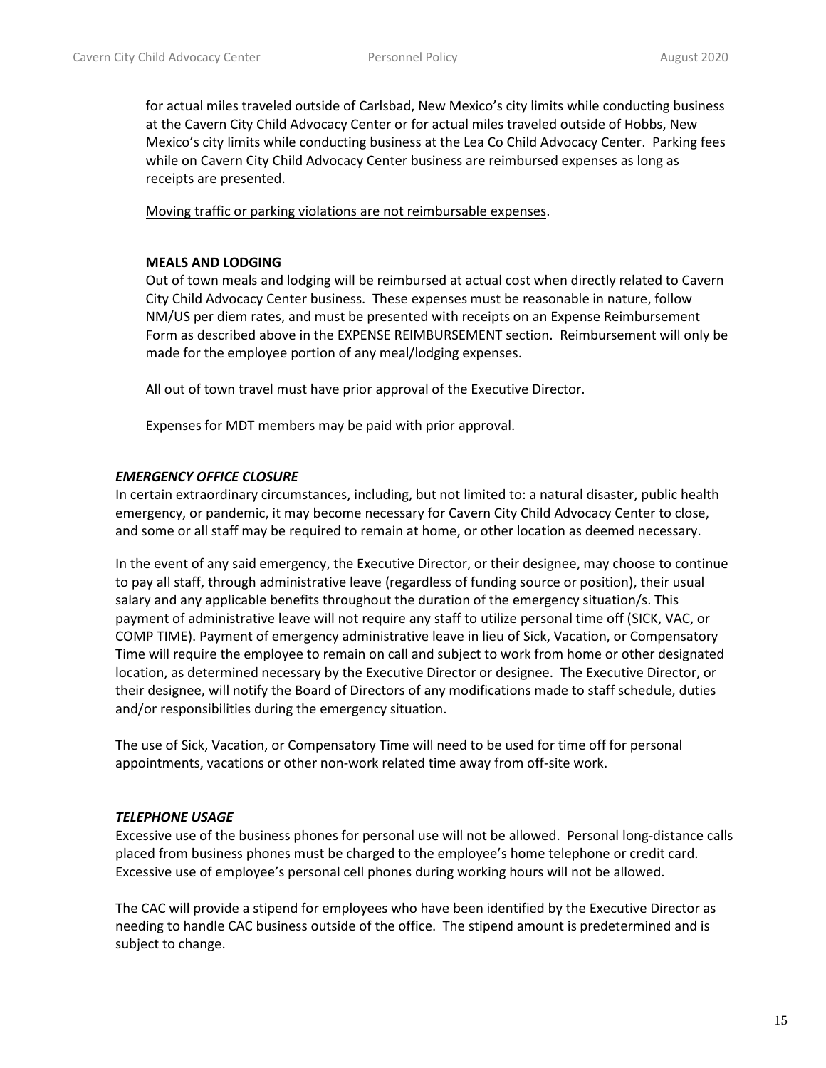for actual miles traveled outside of Carlsbad, New Mexico's city limits while conducting business at the Cavern City Child Advocacy Center or for actual miles traveled outside of Hobbs, New Mexico's city limits while conducting business at the Lea Co Child Advocacy Center. Parking fees while on Cavern City Child Advocacy Center business are reimbursed expenses as long as receipts are presented.

<u>Moving traffic or parking violations are not reimbursable expenses</u>.

**MEALS AND LODGING**

Out of town meals and lodging will be reimbursed at actual cost when directly related to Cavern City Child Advocacy Center business. These expenses must be reasonable in nature, follow NM/US per diem rates, and must be presented with receipts on an Expense Reimbursement Form as described above in the EXPENSE REIMBURSEMENT section. Reimbursement will only be made for the employee portion of any meal/lodging expenses.

All out of town travel must have prior approval of the Executive Director.

Expenses for MDT members may be paid with prior approval.

### ***EMERGENCY OFFICE CLOSURE***

In certain extraordinary circumstances, including, but not limited to: a natural disaster, public health emergency, or pandemic, it may become necessary for Cavern City Child Advocacy Center to close, and some or all staff may be required to remain at home, or other location as deemed necessary.

In the event of any said emergency, the Executive Director, or their designee, may choose to continue to pay all staff, through administrative leave (regardless of funding source or position), their usual salary and any applicable benefits throughout the duration of the emergency situation/s. This payment of administrative leave will not require any staff to utilize personal time off (SICK, VAC, or COMP TIME). Payment of emergency administrative leave in lieu of Sick, Vacation, or Compensatory Time will require the employee to remain on call and subject to work from home or other designated location, as determined necessary by the Executive Director or designee. The Executive Director, or their designee, will notify the Board of Directors of any modifications made to staff schedule, duties and/or responsibilities during the emergency situation.

The use of Sick, Vacation, or Compensatory Time will need to be used for time off for personal appointments, vacations or other non-work related time away from off-site work.

### ***TELEPHONE USAGE***

Excessive use of the business phones for personal use will not be allowed. Personal long-distance calls placed from business phones must be charged to the employee's home telephone or credit card. Excessive use of employee's personal cell phones during working hours will not be allowed.

The CAC will provide a stipend for employees who have been identified by the Executive Director as needing to handle CAC business outside of the office. The stipend amount is predetermined and is subject to change.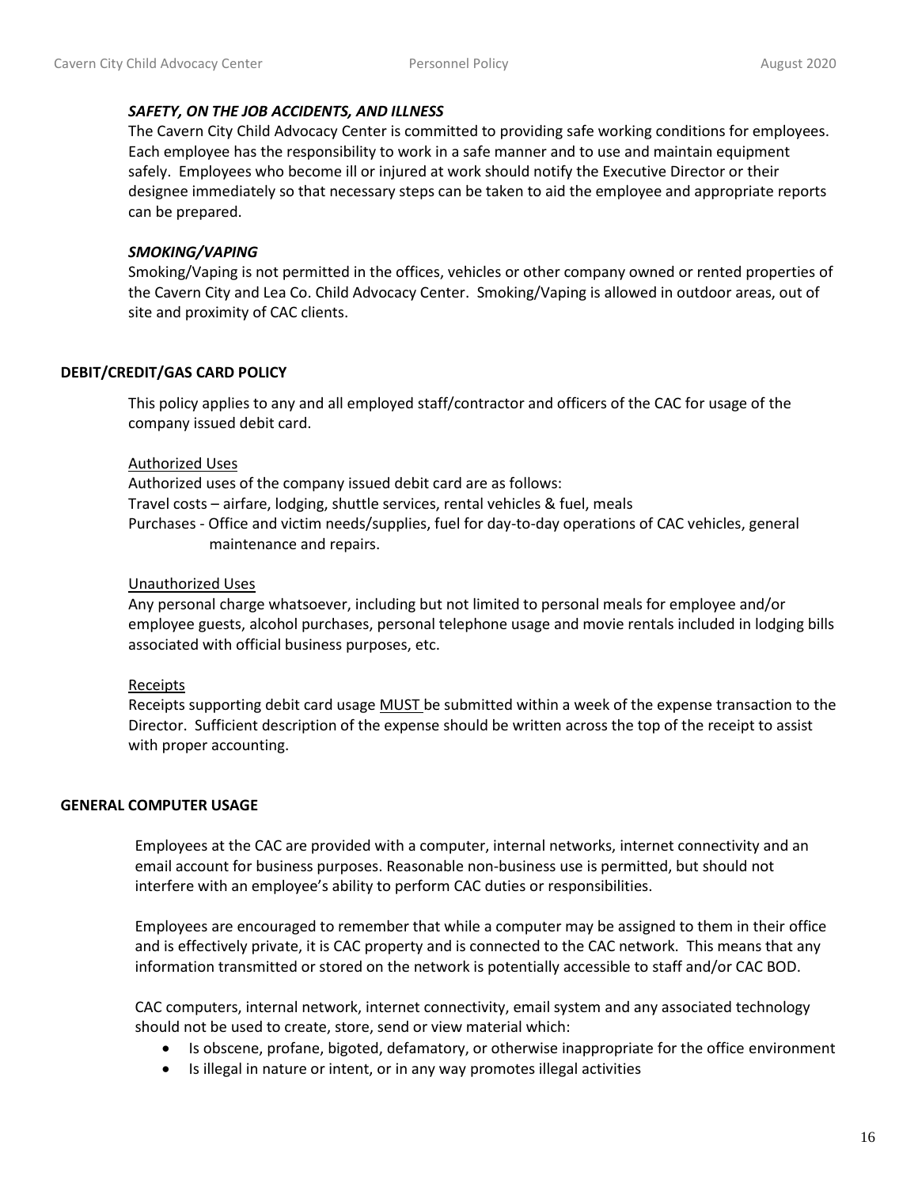***SAFETY, ON THE JOB ACCIDENTS, AND ILLNESS***

The Cavern City Child Advocacy Center is committed to providing safe working conditions for employees. Each employee has the responsibility to work in a safe manner and to use and maintain equipment safely. Employees who become ill or injured at work should notify the Executive Director or their designee immediately so that necessary steps can be taken to aid the employee and appropriate reports can be prepared.

***SMOKING/VAPING***

Smoking/Vaping is not permitted in the offices, vehicles or other company owned or rented properties of the Cavern City and Lea Co. Child Advocacy Center. Smoking/Vaping is allowed in outdoor areas, out of site and proximity of CAC clients.

## DEBIT/CREDIT/GAS CARD POLICY

This policy applies to any and all employed staff/contractor and officers of the CAC for usage of the company issued debit card.

<u>Authorized Uses</u>

Authorized uses of the company issued debit card are as follows:
Travel costs – airfare, lodging, shuttle services, rental vehicles & fuel, meals
Purchases - Office and victim needs/supplies, fuel for day-to-day operations of CAC vehicles, general maintenance and repairs.

<u>Unauthorized Uses</u>

Any personal charge whatsoever, including but not limited to personal meals for employee and/or employee guests, alcohol purchases, personal telephone usage and movie rentals included in lodging bills associated with official business purposes, etc.

<u>Receipts</u>

Receipts supporting debit card usage <u>MUST</u> be submitted within a week of the expense transaction to the Director. Sufficient description of the expense should be written across the top of the receipt to assist with proper accounting.

## GENERAL COMPUTER USAGE

Employees at the CAC are provided with a computer, internal networks, internet connectivity and an email account for business purposes. Reasonable non-business use is permitted, but should not interfere with an employee's ability to perform CAC duties or responsibilities.

Employees are encouraged to remember that while a computer may be assigned to them in their office and is effectively private, it is CAC property and is connected to the CAC network. This means that any information transmitted or stored on the network is potentially accessible to staff and/or CAC BOD.

CAC computers, internal network, internet connectivity, email system and any associated technology should not be used to create, store, send or view material which:

- Is obscene, profane, bigoted, defamatory, or otherwise inappropriate for the office environment
- Is illegal in nature or intent, or in any way promotes illegal activities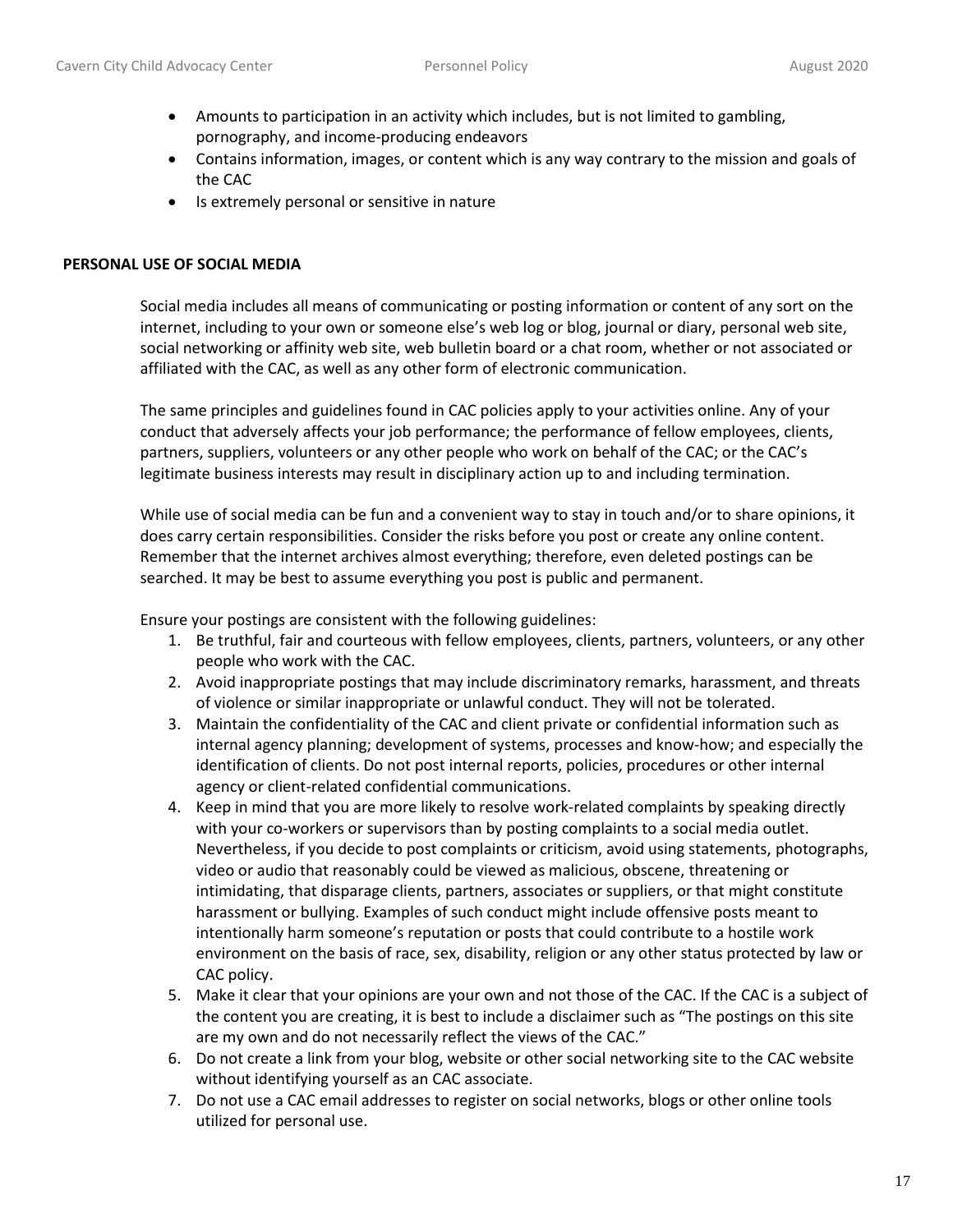- Amounts to participation in an activity which includes, but is not limited to gambling, pornography, and income-producing endeavors
- Contains information, images, or content which is any way contrary to the mission and goals of the CAC
- Is extremely personal or sensitive in nature

**PERSONAL USE OF SOCIAL MEDIA**

Social media includes all means of communicating or posting information or content of any sort on the internet, including to your own or someone else's web log or blog, journal or diary, personal web site, social networking or affinity web site, web bulletin board or a chat room, whether or not associated or affiliated with the CAC, as well as any other form of electronic communication.

The same principles and guidelines found in CAC policies apply to your activities online. Any of your conduct that adversely affects your job performance; the performance of fellow employees, clients, partners, suppliers, volunteers or any other people who work on behalf of the CAC; or the CAC's legitimate business interests may result in disciplinary action up to and including termination.

While use of social media can be fun and a convenient way to stay in touch and/or to share opinions, it does carry certain responsibilities. Consider the risks before you post or create any online content. Remember that the internet archives almost everything; therefore, even deleted postings can be searched. It may be best to assume everything you post is public and permanent.

Ensure your postings are consistent with the following guidelines:

1. Be truthful, fair and courteous with fellow employees, clients, partners, volunteers, or any other people who work with the CAC.
2. Avoid inappropriate postings that may include discriminatory remarks, harassment, and threats of violence or similar inappropriate or unlawful conduct. They will not be tolerated.
3. Maintain the confidentiality of the CAC and client private or confidential information such as internal agency planning; development of systems, processes and know-how; and especially the identification of clients. Do not post internal reports, policies, procedures or other internal agency or client-related confidential communications.
4. Keep in mind that you are more likely to resolve work-related complaints by speaking directly with your co-workers or supervisors than by posting complaints to a social media outlet. Nevertheless, if you decide to post complaints or criticism, avoid using statements, photographs, video or audio that reasonably could be viewed as malicious, obscene, threatening or intimidating, that disparage clients, partners, associates or suppliers, or that might constitute harassment or bullying. Examples of such conduct might include offensive posts meant to intentionally harm someone's reputation or posts that could contribute to a hostile work environment on the basis of race, sex, disability, religion or any other status protected by law or CAC policy.
5. Make it clear that your opinions are your own and not those of the CAC. If the CAC is a subject of the content you are creating, it is best to include a disclaimer such as "The postings on this site are my own and do not necessarily reflect the views of the CAC."
6. Do not create a link from your blog, website or other social networking site to the CAC website without identifying yourself as an CAC associate.
7. Do not use a CAC email addresses to register on social networks, blogs or other online tools utilized for personal use.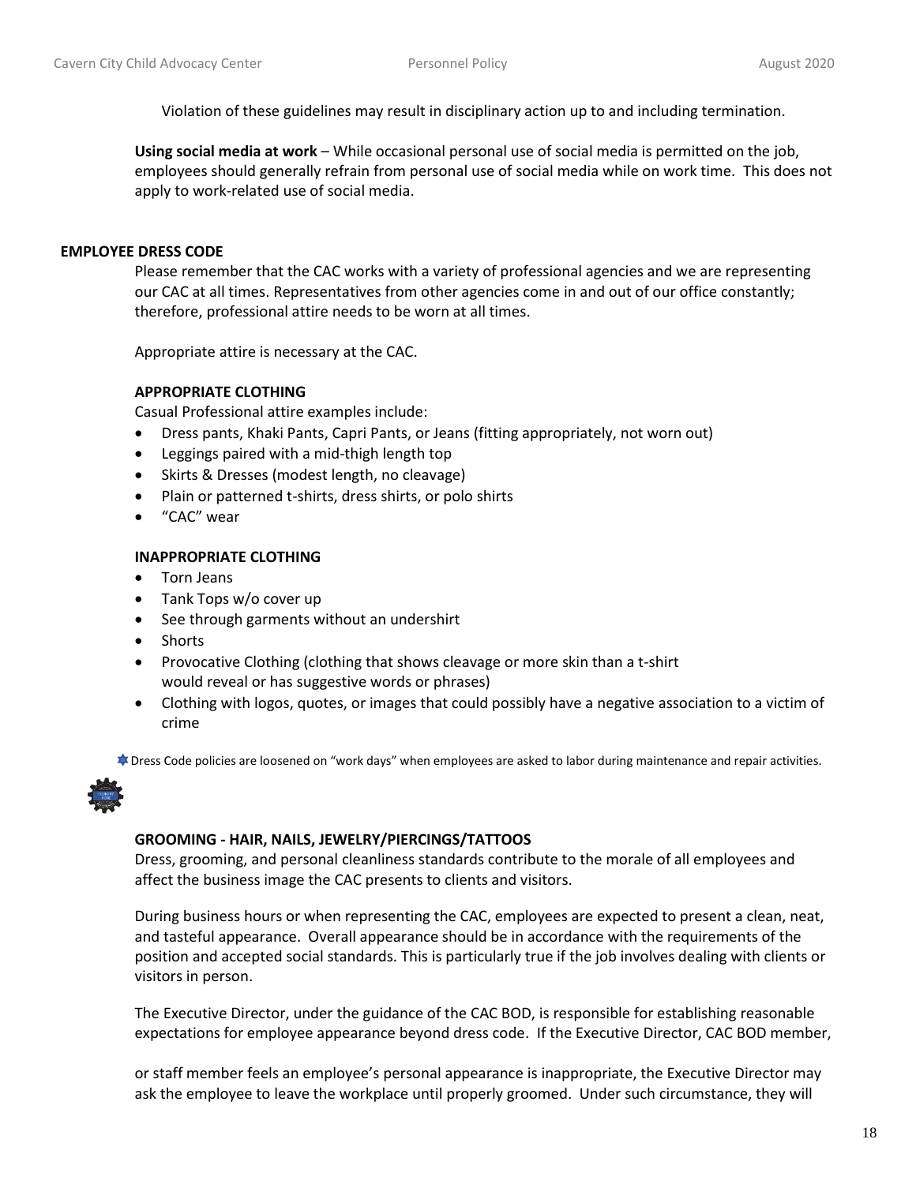Violation of these guidelines may result in disciplinary action up to and including termination.

**Using social media at work** – While occasional personal use of social media is permitted on the job, employees should generally refrain from personal use of social media while on work time. This does not apply to work-related use of social media.

## EMPLOYEE DRESS CODE

Please remember that the CAC works with a variety of professional agencies and we are representing our CAC at all times. Representatives from other agencies come in and out of our office constantly; therefore, professional attire needs to be worn at all times.

Appropriate attire is necessary at the CAC.

### APPROPRIATE CLOTHING

Casual Professional attire examples include:

- Dress pants, Khaki Pants, Capri Pants, or Jeans (fitting appropriately, not worn out)
- Leggings paired with a mid-thigh length top
- Skirts & Dresses (modest length, no cleavage)
- Plain or patterned t-shirts, dress shirts, or polo shirts
- "CAC" wear

### INAPPROPRIATE CLOTHING

- Torn Jeans
- Tank Tops w/o cover up
- See through garments without an undershirt
- Shorts
- Provocative Clothing (clothing that shows cleavage or more skin than a t-shirt would reveal or has suggestive words or phrases)
- Clothing with logos, quotes, or images that could possibly have a negative association to a victim of crime

Dress Code policies are loosened on "work days" when employees are asked to labor during maintenance and repair activities.

### GROOMING - HAIR, NAILS, JEWELRY/PIERCINGS/TATTOOS

Dress, grooming, and personal cleanliness standards contribute to the morale of all employees and affect the business image the CAC presents to clients and visitors.

During business hours or when representing the CAC, employees are expected to present a clean, neat, and tasteful appearance. Overall appearance should be in accordance with the requirements of the position and accepted social standards. This is particularly true if the job involves dealing with clients or visitors in person.

The Executive Director, under the guidance of the CAC BOD, is responsible for establishing reasonable expectations for employee appearance beyond dress code. If the Executive Director, CAC BOD member, or staff member feels an employee's personal appearance is inappropriate, the Executive Director may ask the employee to leave the workplace until properly groomed. Under such circumstance, they will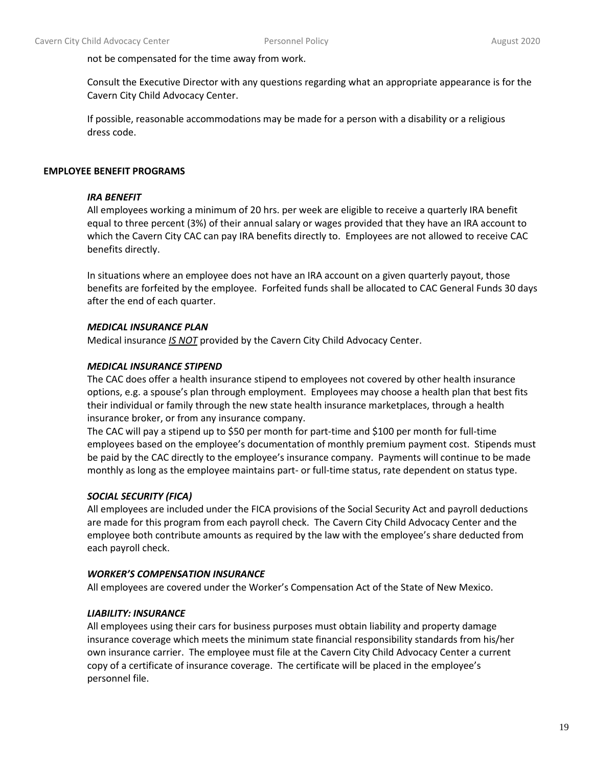not be compensated for the time away from work.

Consult the Executive Director with any questions regarding what an appropriate appearance is for the Cavern City Child Advocacy Center.

If possible, reasonable accommodations may be made for a person with a disability or a religious dress code.

## EMPLOYEE BENEFIT PROGRAMS

### *IRA BENEFIT*

All employees working a minimum of 20 hrs. per week are eligible to receive a quarterly IRA benefit equal to three percent (3%) of their annual salary or wages provided that they have an IRA account to which the Cavern City CAC can pay IRA benefits directly to. Employees are not allowed to receive CAC benefits directly.

In situations where an employee does not have an IRA account on a given quarterly payout, those benefits are forfeited by the employee. Forfeited funds shall be allocated to CAC General Funds 30 days after the end of each quarter.

### *MEDICAL INSURANCE PLAN*

Medical insurance ***IS NOT*** provided by the Cavern City Child Advocacy Center.

### *MEDICAL INSURANCE STIPEND*

The CAC does offer a health insurance stipend to employees not covered by other health insurance options, e.g. a spouse's plan through employment. Employees may choose a health plan that best fits their individual or family through the new state health insurance marketplaces, through a health insurance broker, or from any insurance company.

The CAC will pay a stipend up to $50 per month for part-time and $100 per month for full-time employees based on the employee's documentation of monthly premium payment cost. Stipends must be paid by the CAC directly to the employee's insurance company. Payments will continue to be made monthly as long as the employee maintains part- or full-time status, rate dependent on status type.

### *SOCIAL SECURITY (FICA)*

All employees are included under the FICA provisions of the Social Security Act and payroll deductions are made for this program from each payroll check. The Cavern City Child Advocacy Center and the employee both contribute amounts as required by the law with the employee's share deducted from each payroll check.

### *WORKER'S COMPENSATION INSURANCE*

All employees are covered under the Worker's Compensation Act of the State of New Mexico.

### *LIABILITY: INSURANCE*

All employees using their cars for business purposes must obtain liability and property damage insurance coverage which meets the minimum state financial responsibility standards from his/her own insurance carrier. The employee must file at the Cavern City Child Advocacy Center a current copy of a certificate of insurance coverage. The certificate will be placed in the employee's personnel file.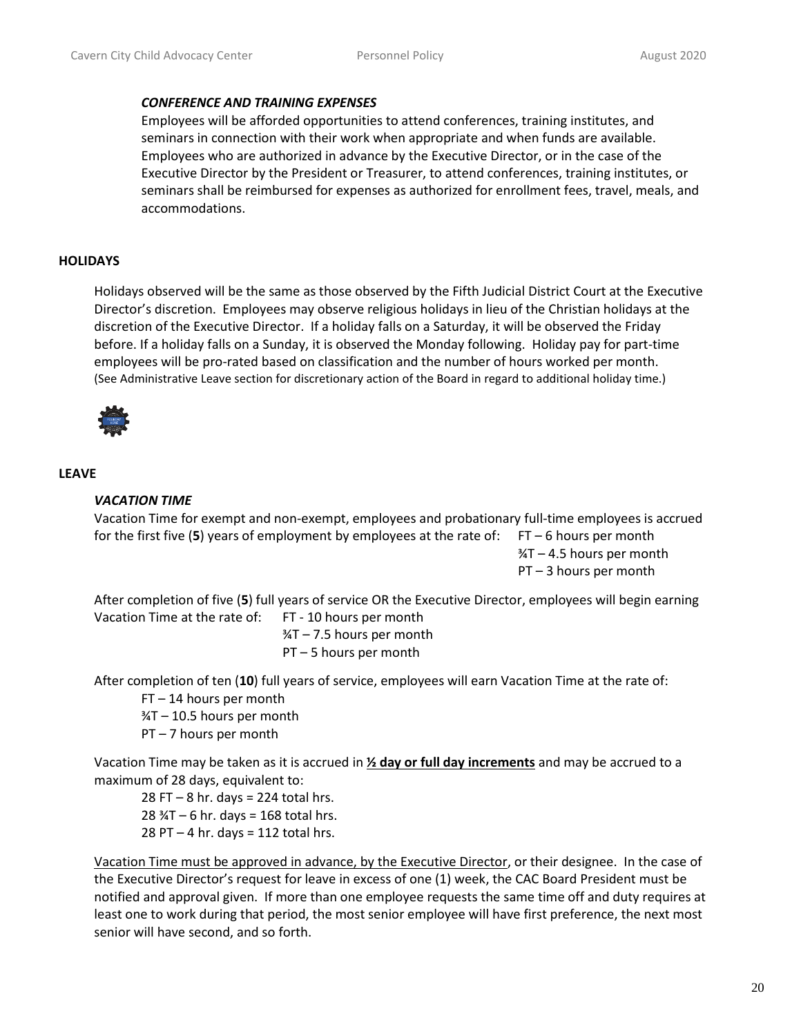### *CONFERENCE AND TRAINING EXPENSES*

Employees will be afforded opportunities to attend conferences, training institutes, and seminars in connection with their work when appropriate and when funds are available. Employees who are authorized in advance by the Executive Director, or in the case of the Executive Director by the President or Treasurer, to attend conferences, training institutes, or seminars shall be reimbursed for expenses as authorized for enrollment fees, travel, meals, and accommodations.

## HOLIDAYS

Holidays observed will be the same as those observed by the Fifth Judicial District Court at the Executive Director's discretion. Employees may observe religious holidays in lieu of the Christian holidays at the discretion of the Executive Director. If a holiday falls on a Saturday, it will be observed the Friday before. If a holiday falls on a Sunday, it is observed the Monday following. Holiday pay for part-time employees will be pro-rated based on classification and the number of hours worked per month. (See Administrative Leave section for discretionary action of the Board in regard to additional holiday time.)

## LEAVE

### *VACATION TIME*

Vacation Time for exempt and non-exempt, employees and probationary full-time employees is accrued for the first five (**5**) years of employment by employees at the rate of:

FT – 6 hours per month
¾T – 4.5 hours per month
PT – 3 hours per month

After completion of five (**5**) full years of service OR the Executive Director, employees will begin earning Vacation Time at the rate of:

FT - 10 hours per month
¾T – 7.5 hours per month
PT – 5 hours per month

After completion of ten (**10**) full years of service, employees will earn Vacation Time at the rate of:

FT – 14 hours per month
¾T – 10.5 hours per month
PT – 7 hours per month

Vacation Time may be taken as it is accrued in **<u>½ day or full day increments</u>** and may be accrued to a maximum of 28 days, equivalent to:

28 FT – 8 hr. days = 224 total hrs.
28 ¾T – 6 hr. days = 168 total hrs.
28 PT – 4 hr. days = 112 total hrs.

<u>Vacation Time must be approved in advance, by the Executive Director</u>, or their designee. In the case of the Executive Director's request for leave in excess of one (1) week, the CAC Board President must be notified and approval given. If more than one employee requests the same time off and duty requires at least one to work during that period, the most senior employee will have first preference, the next most senior will have second, and so forth.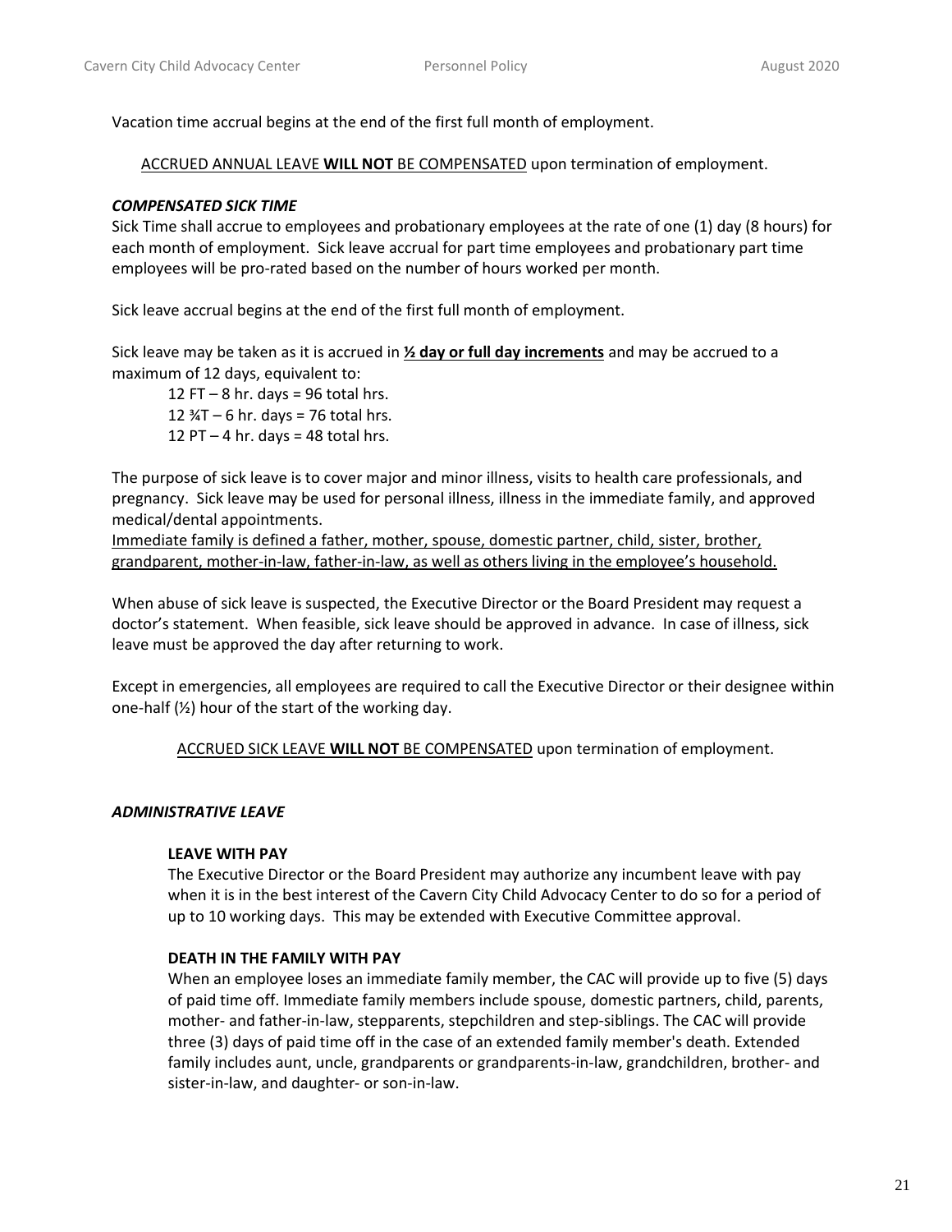Vacation time accrual begins at the end of the first full month of employment.

<u>ACCRUED ANNUAL LEAVE **WILL NOT** BE COMPENSATED</u> upon termination of employment.

***COMPENSATED SICK TIME***

Sick Time shall accrue to employees and probationary employees at the rate of one (1) day (8 hours) for each month of employment. Sick leave accrual for part time employees and probationary part time employees will be pro-rated based on the number of hours worked per month.

Sick leave accrual begins at the end of the first full month of employment.

Sick leave may be taken as it is accrued in <u>**½ day or full day increments**</u> and may be accrued to a maximum of 12 days, equivalent to:

12 FT – 8 hr. days = 96 total hrs.
12 ¾T – 6 hr. days = 76 total hrs.
12 PT – 4 hr. days = 48 total hrs.

The purpose of sick leave is to cover major and minor illness, visits to health care professionals, and pregnancy. Sick leave may be used for personal illness, illness in the immediate family, and approved medical/dental appointments.
<u>Immediate family is defined a father, mother, spouse, domestic partner, child, sister, brother, grandparent, mother-in-law, father-in-law, as well as others living in the employee's household.</u>

When abuse of sick leave is suspected, the Executive Director or the Board President may request a doctor's statement. When feasible, sick leave should be approved in advance. In case of illness, sick leave must be approved the day after returning to work.

Except in emergencies, all employees are required to call the Executive Director or their designee within one-half (½) hour of the start of the working day.

<u>ACCRUED SICK LEAVE **WILL NOT** BE COMPENSATED</u> upon termination of employment.

***ADMINISTRATIVE LEAVE***

**LEAVE WITH PAY**

The Executive Director or the Board President may authorize any incumbent leave with pay when it is in the best interest of the Cavern City Child Advocacy Center to do so for a period of up to 10 working days. This may be extended with Executive Committee approval.

**DEATH IN THE FAMILY WITH PAY**

When an employee loses an immediate family member, the CAC will provide up to five (5) days of paid time off. Immediate family members include spouse, domestic partners, child, parents, mother- and father-in-law, stepparents, stepchildren and step-siblings. The CAC will provide three (3) days of paid time off in the case of an extended family member's death. Extended family includes aunt, uncle, grandparents or grandparents-in-law, grandchildren, brother- and sister-in-law, and daughter- or son-in-law.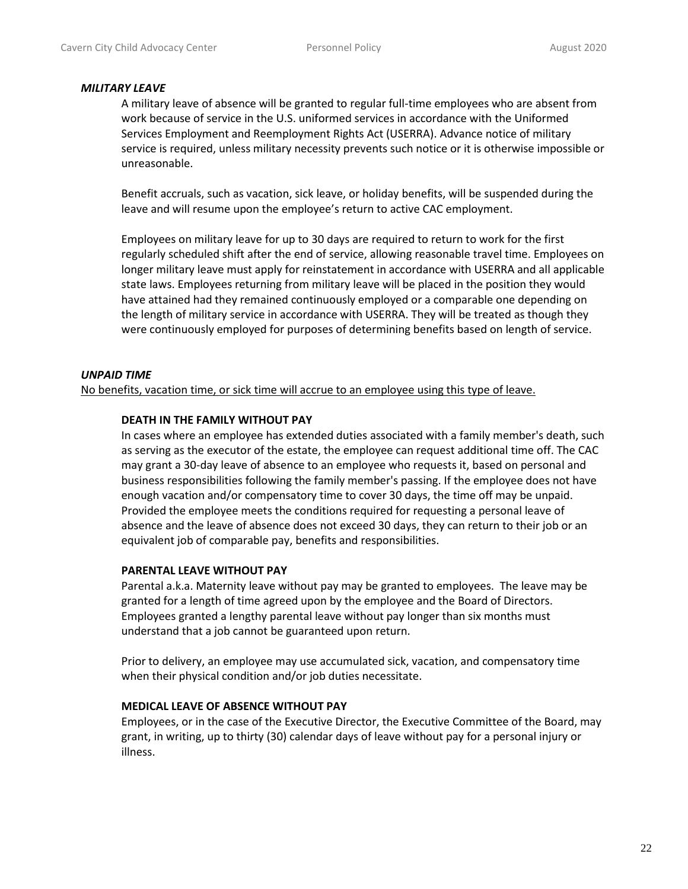***MILITARY LEAVE***

A military leave of absence will be granted to regular full-time employees who are absent from work because of service in the U.S. uniformed services in accordance with the Uniformed Services Employment and Reemployment Rights Act (USERRA). Advance notice of military service is required, unless military necessity prevents such notice or it is otherwise impossible or unreasonable.

Benefit accruals, such as vacation, sick leave, or holiday benefits, will be suspended during the leave and will resume upon the employee's return to active CAC employment.

Employees on military leave for up to 30 days are required to return to work for the first regularly scheduled shift after the end of service, allowing reasonable travel time. Employees on longer military leave must apply for reinstatement in accordance with USERRA and all applicable state laws. Employees returning from military leave will be placed in the position they would have attained had they remained continuously employed or a comparable one depending on the length of military service in accordance with USERRA. They will be treated as though they were continuously employed for purposes of determining benefits based on length of service.

***UNPAID TIME***

<u>No benefits, vacation time, or sick time will accrue to an employee using this type of leave.</u>

**DEATH IN THE FAMILY WITHOUT PAY**

In cases where an employee has extended duties associated with a family member's death, such as serving as the executor of the estate, the employee can request additional time off. The CAC may grant a 30-day leave of absence to an employee who requests it, based on personal and business responsibilities following the family member's passing. If the employee does not have enough vacation and/or compensatory time to cover 30 days, the time off may be unpaid. Provided the employee meets the conditions required for requesting a personal leave of absence and the leave of absence does not exceed 30 days, they can return to their job or an equivalent job of comparable pay, benefits and responsibilities.

**PARENTAL LEAVE WITHOUT PAY**

Parental a.k.a. Maternity leave without pay may be granted to employees. The leave may be granted for a length of time agreed upon by the employee and the Board of Directors. Employees granted a lengthy parental leave without pay longer than six months must understand that a job cannot be guaranteed upon return.

Prior to delivery, an employee may use accumulated sick, vacation, and compensatory time when their physical condition and/or job duties necessitate.

**MEDICAL LEAVE OF ABSENCE WITHOUT PAY**

Employees, or in the case of the Executive Director, the Executive Committee of the Board, may grant, in writing, up to thirty (30) calendar days of leave without pay for a personal injury or illness.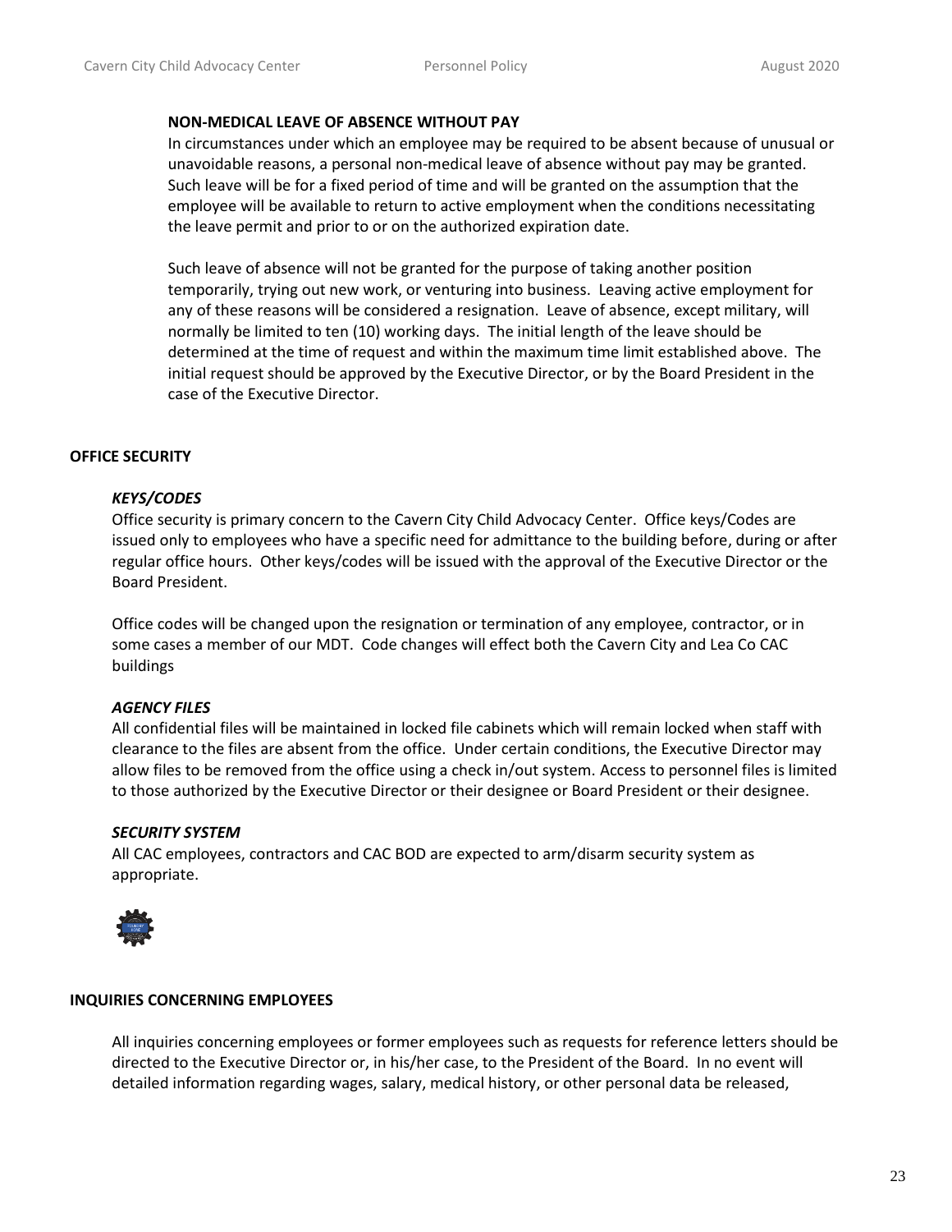**NON-MEDICAL LEAVE OF ABSENCE WITHOUT PAY**

In circumstances under which an employee may be required to be absent because of unusual or unavoidable reasons, a personal non-medical leave of absence without pay may be granted. Such leave will be for a fixed period of time and will be granted on the assumption that the employee will be available to return to active employment when the conditions necessitating the leave permit and prior to or on the authorized expiration date.

Such leave of absence will not be granted for the purpose of taking another position temporarily, trying out new work, or venturing into business. Leaving active employment for any of these reasons will be considered a resignation. Leave of absence, except military, will normally be limited to ten (10) working days. The initial length of the leave should be determined at the time of request and within the maximum time limit established above. The initial request should be approved by the Executive Director, or by the Board President in the case of the Executive Director.

## OFFICE SECURITY

### *KEYS/CODES*

Office security is primary concern to the Cavern City Child Advocacy Center. Office keys/Codes are issued only to employees who have a specific need for admittance to the building before, during or after regular office hours. Other keys/codes will be issued with the approval of the Executive Director or the Board President.

Office codes will be changed upon the resignation or termination of any employee, contractor, or in some cases a member of our MDT. Code changes will effect both the Cavern City and Lea Co CAC buildings

### *AGENCY FILES*

All confidential files will be maintained in locked file cabinets which will remain locked when staff with clearance to the files are absent from the office. Under certain conditions, the Executive Director may allow files to be removed from the office using a check in/out system. Access to personnel files is limited to those authorized by the Executive Director or their designee or Board President or their designee.

### *SECURITY SYSTEM*

All CAC employees, contractors and CAC BOD are expected to arm/disarm security system as appropriate.

## INQUIRIES CONCERNING EMPLOYEES

All inquiries concerning employees or former employees such as requests for reference letters should be directed to the Executive Director or, in his/her case, to the President of the Board. In no event will detailed information regarding wages, salary, medical history, or other personal data be released,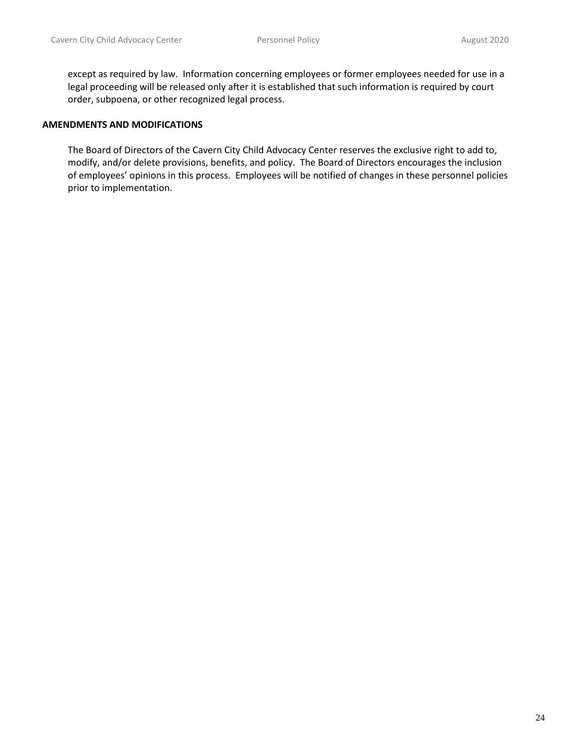except as required by law. Information concerning employees or former employees needed for use in a legal proceeding will be released only after it is established that such information is required by court order, subpoena, or other recognized legal process.

**AMENDMENTS AND MODIFICATIONS**

The Board of Directors of the Cavern City Child Advocacy Center reserves the exclusive right to add to, modify, and/or delete provisions, benefits, and policy. The Board of Directors encourages the inclusion of employees' opinions in this process. Employees will be notified of changes in these personnel policies prior to implementation.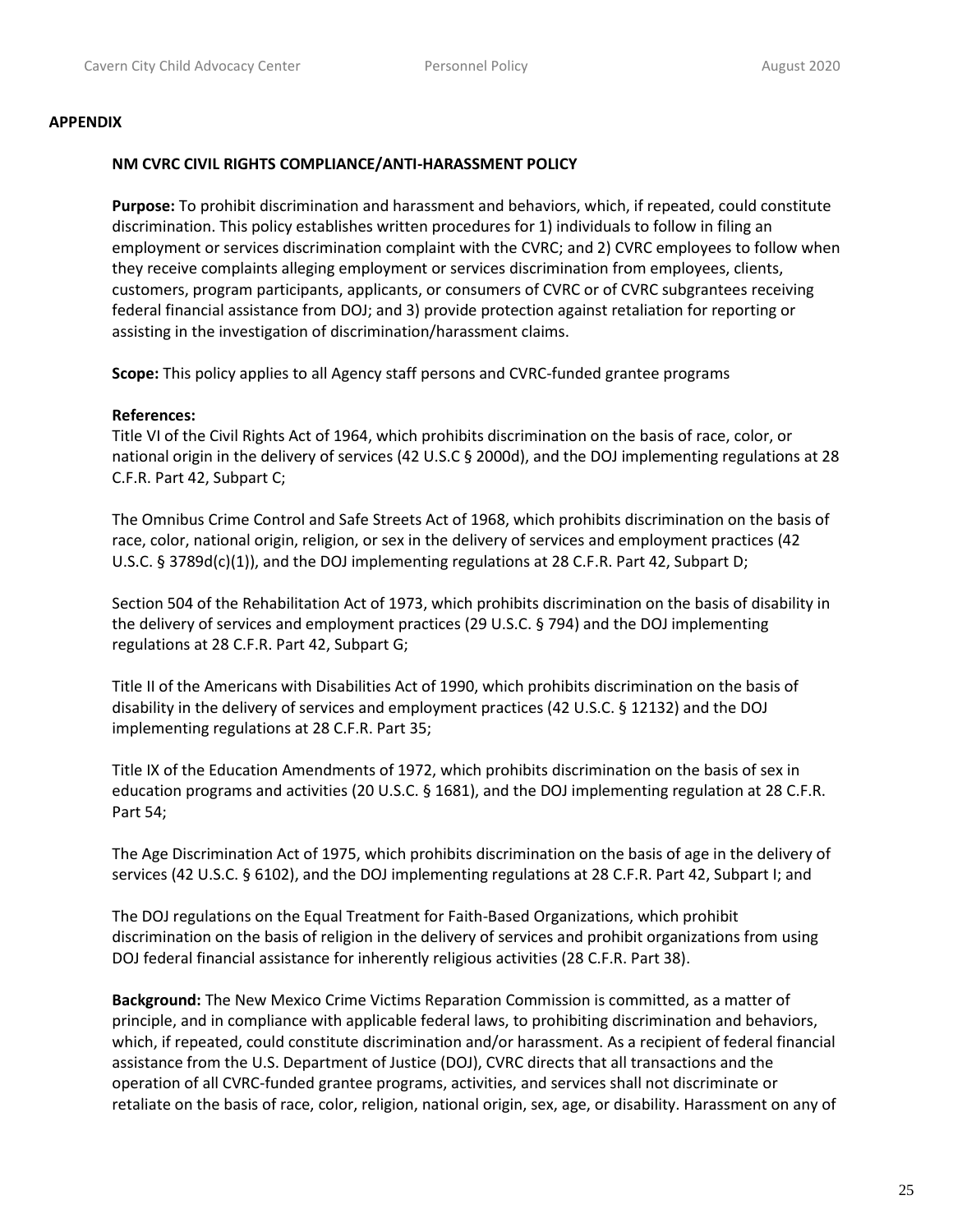**APPENDIX**

**NM CVRC CIVIL RIGHTS COMPLIANCE/ANTI-HARASSMENT POLICY**

**Purpose:** To prohibit discrimination and harassment and behaviors, which, if repeated, could constitute discrimination. This policy establishes written procedures for 1) individuals to follow in filing an employment or services discrimination complaint with the CVRC; and 2) CVRC employees to follow when they receive complaints alleging employment or services discrimination from employees, clients, customers, program participants, applicants, or consumers of CVRC or of CVRC subgrantees receiving federal financial assistance from DOJ; and 3) provide protection against retaliation for reporting or assisting in the investigation of discrimination/harassment claims.

**Scope:** This policy applies to all Agency staff persons and CVRC-funded grantee programs

**References:**

Title VI of the Civil Rights Act of 1964, which prohibits discrimination on the basis of race, color, or national origin in the delivery of services (42 U.S.C § 2000d), and the DOJ implementing regulations at 28 C.F.R. Part 42, Subpart C;

The Omnibus Crime Control and Safe Streets Act of 1968, which prohibits discrimination on the basis of race, color, national origin, religion, or sex in the delivery of services and employment practices (42 U.S.C. § 3789d(c)(1)), and the DOJ implementing regulations at 28 C.F.R. Part 42, Subpart D;

Section 504 of the Rehabilitation Act of 1973, which prohibits discrimination on the basis of disability in the delivery of services and employment practices (29 U.S.C. § 794) and the DOJ implementing regulations at 28 C.F.R. Part 42, Subpart G;

Title II of the Americans with Disabilities Act of 1990, which prohibits discrimination on the basis of disability in the delivery of services and employment practices (42 U.S.C. § 12132) and the DOJ implementing regulations at 28 C.F.R. Part 35;

Title IX of the Education Amendments of 1972, which prohibits discrimination on the basis of sex in education programs and activities (20 U.S.C. § 1681), and the DOJ implementing regulation at 28 C.F.R. Part 54;

The Age Discrimination Act of 1975, which prohibits discrimination on the basis of age in the delivery of services (42 U.S.C. § 6102), and the DOJ implementing regulations at 28 C.F.R. Part 42, Subpart I; and

The DOJ regulations on the Equal Treatment for Faith-Based Organizations, which prohibit discrimination on the basis of religion in the delivery of services and prohibit organizations from using DOJ federal financial assistance for inherently religious activities (28 C.F.R. Part 38).

**Background:** The New Mexico Crime Victims Reparation Commission is committed, as a matter of principle, and in compliance with applicable federal laws, to prohibiting discrimination and behaviors, which, if repeated, could constitute discrimination and/or harassment. As a recipient of federal financial assistance from the U.S. Department of Justice (DOJ), CVRC directs that all transactions and the operation of all CVRC-funded grantee programs, activities, and services shall not discriminate or retaliate on the basis of race, color, religion, national origin, sex, age, or disability. Harassment on any of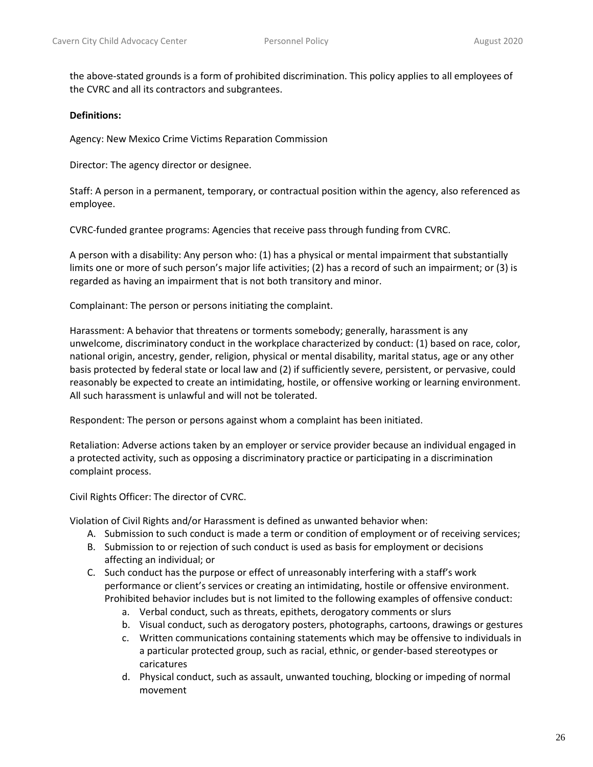the above-stated grounds is a form of prohibited discrimination. This policy applies to all employees of the CVRC and all its contractors and subgrantees.

**Definitions:**

Agency: New Mexico Crime Victims Reparation Commission

Director: The agency director or designee.

Staff: A person in a permanent, temporary, or contractual position within the agency, also referenced as employee.

CVRC-funded grantee programs: Agencies that receive pass through funding from CVRC.

A person with a disability: Any person who: (1) has a physical or mental impairment that substantially limits one or more of such person's major life activities; (2) has a record of such an impairment; or (3) is regarded as having an impairment that is not both transitory and minor.

Complainant: The person or persons initiating the complaint.

Harassment: A behavior that threatens or torments somebody; generally, harassment is any unwelcome, discriminatory conduct in the workplace characterized by conduct: (1) based on race, color, national origin, ancestry, gender, religion, physical or mental disability, marital status, age or any other basis protected by federal state or local law and (2) if sufficiently severe, persistent, or pervasive, could reasonably be expected to create an intimidating, hostile, or offensive working or learning environment. All such harassment is unlawful and will not be tolerated.

Respondent: The person or persons against whom a complaint has been initiated.

Retaliation: Adverse actions taken by an employer or service provider because an individual engaged in a protected activity, such as opposing a discriminatory practice or participating in a discrimination complaint process.

Civil Rights Officer: The director of CVRC.

Violation of Civil Rights and/or Harassment is defined as unwanted behavior when:

A. Submission to such conduct is made a term or condition of employment or of receiving services;
B. Submission to or rejection of such conduct is used as basis for employment or decisions affecting an individual; or
C. Such conduct has the purpose or effect of unreasonably interfering with a staff's work performance or client's services or creating an intimidating, hostile or offensive environment. Prohibited behavior includes but is not limited to the following examples of offensive conduct:
    a. Verbal conduct, such as threats, epithets, derogatory comments or slurs
    b. Visual conduct, such as derogatory posters, photographs, cartoons, drawings or gestures
    c. Written communications containing statements which may be offensive to individuals in a particular protected group, such as racial, ethnic, or gender-based stereotypes or caricatures
    d. Physical conduct, such as assault, unwanted touching, blocking or impeding of normal movement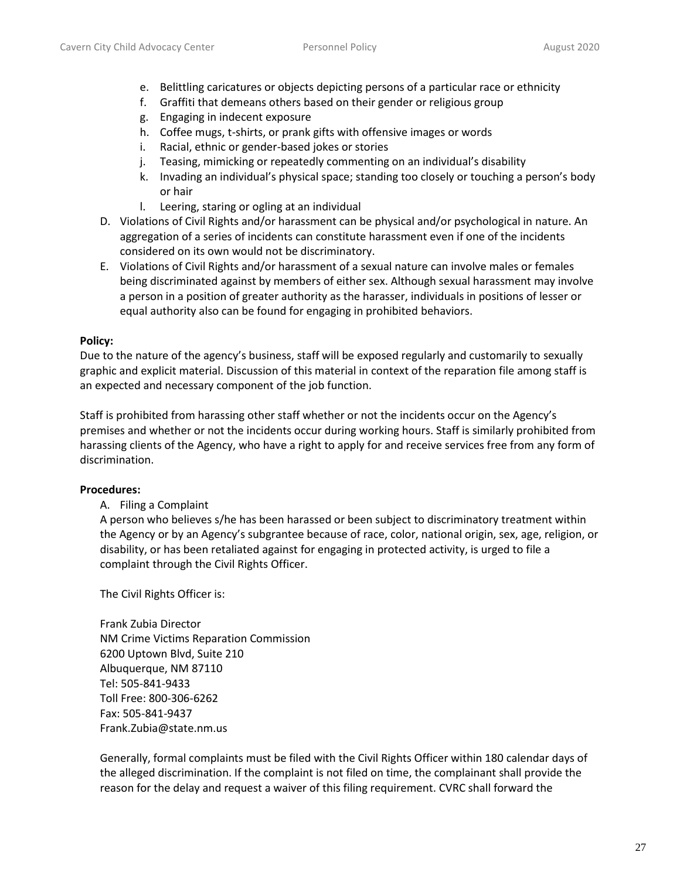e. Belittling caricatures or objects depicting persons of a particular race or ethnicity
f. Graffiti that demeans others based on their gender or religious group
g. Engaging in indecent exposure
h. Coffee mugs, t-shirts, or prank gifts with offensive images or words
i. Racial, ethnic or gender-based jokes or stories
j. Teasing, mimicking or repeatedly commenting on an individual's disability
k. Invading an individual's physical space; standing too closely or touching a person's body or hair
l. Leering, staring or ogling at an individual

D. Violations of Civil Rights and/or harassment can be physical and/or psychological in nature. An aggregation of a series of incidents can constitute harassment even if one of the incidents considered on its own would not be discriminatory.

E. Violations of Civil Rights and/or harassment of a sexual nature can involve males or females being discriminated against by members of either sex. Although sexual harassment may involve a person in a position of greater authority as the harasser, individuals in positions of lesser or equal authority also can be found for engaging in prohibited behaviors.

**Policy:**

Due to the nature of the agency's business, staff will be exposed regularly and customarily to sexually graphic and explicit material. Discussion of this material in context of the reparation file among staff is an expected and necessary component of the job function.

Staff is prohibited from harassing other staff whether or not the incidents occur on the Agency's premises and whether or not the incidents occur during working hours. Staff is similarly prohibited from harassing clients of the Agency, who have a right to apply for and receive services free from any form of discrimination.

**Procedures:**

A. Filing a Complaint

A person who believes s/he has been harassed or been subject to discriminatory treatment within the Agency or by an Agency's subgrantee because of race, color, national origin, sex, age, religion, or disability, or has been retaliated against for engaging in protected activity, is urged to file a complaint through the Civil Rights Officer.

The Civil Rights Officer is:

Frank Zubia Director
NM Crime Victims Reparation Commission
6200 Uptown Blvd, Suite 210
Albuquerque, NM 87110
Tel: 505-841-9433
Toll Free: 800-306-6262
Fax: 505-841-9437
Frank.Zubia@state.nm.us

Generally, formal complaints must be filed with the Civil Rights Officer within 180 calendar days of the alleged discrimination. If the complaint is not filed on time, the complainant shall provide the reason for the delay and request a waiver of this filing requirement. CVRC shall forward the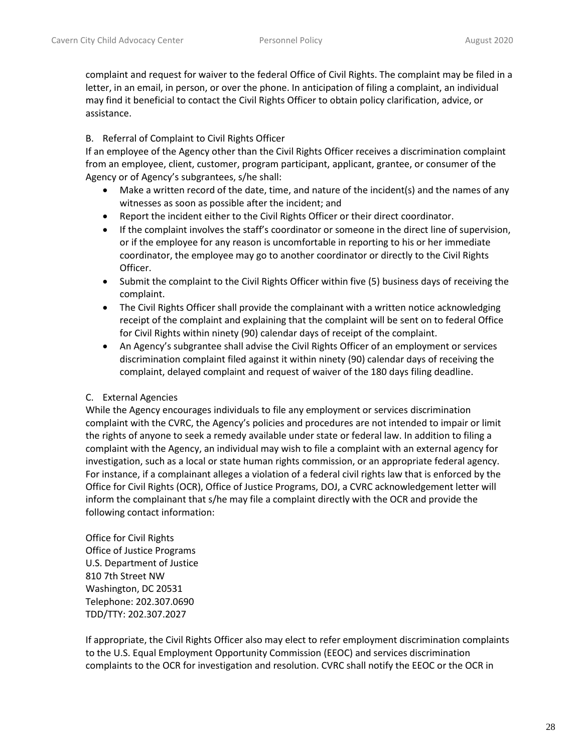complaint and request for waiver to the federal Office of Civil Rights. The complaint may be filed in a letter, in an email, in person, or over the phone. In anticipation of filing a complaint, an individual may find it beneficial to contact the Civil Rights Officer to obtain policy clarification, advice, or assistance.

B. Referral of Complaint to Civil Rights Officer

If an employee of the Agency other than the Civil Rights Officer receives a discrimination complaint from an employee, client, customer, program participant, applicant, grantee, or consumer of the Agency or of Agency's subgrantees, s/he shall:

- Make a written record of the date, time, and nature of the incident(s) and the names of any witnesses as soon as possible after the incident; and
- Report the incident either to the Civil Rights Officer or their direct coordinator.
- If the complaint involves the staff's coordinator or someone in the direct line of supervision, or if the employee for any reason is uncomfortable in reporting to his or her immediate coordinator, the employee may go to another coordinator or directly to the Civil Rights Officer.
- Submit the complaint to the Civil Rights Officer within five (5) business days of receiving the complaint.
- The Civil Rights Officer shall provide the complainant with a written notice acknowledging receipt of the complaint and explaining that the complaint will be sent on to federal Office for Civil Rights within ninety (90) calendar days of receipt of the complaint.
- An Agency's subgrantee shall advise the Civil Rights Officer of an employment or services discrimination complaint filed against it within ninety (90) calendar days of receiving the complaint, delayed complaint and request of waiver of the 180 days filing deadline.

C. External Agencies

While the Agency encourages individuals to file any employment or services discrimination complaint with the CVRC, the Agency's policies and procedures are not intended to impair or limit the rights of anyone to seek a remedy available under state or federal law. In addition to filing a complaint with the Agency, an individual may wish to file a complaint with an external agency for investigation, such as a local or state human rights commission, or an appropriate federal agency. For instance, if a complainant alleges a violation of a federal civil rights law that is enforced by the Office for Civil Rights (OCR), Office of Justice Programs, DOJ, a CVRC acknowledgement letter will inform the complainant that s/he may file a complaint directly with the OCR and provide the following contact information:

Office for Civil Rights
Office of Justice Programs
U.S. Department of Justice
810 7th Street NW
Washington, DC 20531
Telephone: 202.307.0690
TDD/TTY: 202.307.2027

If appropriate, the Civil Rights Officer also may elect to refer employment discrimination complaints to the U.S. Equal Employment Opportunity Commission (EEOC) and services discrimination complaints to the OCR for investigation and resolution. CVRC shall notify the EEOC or the OCR in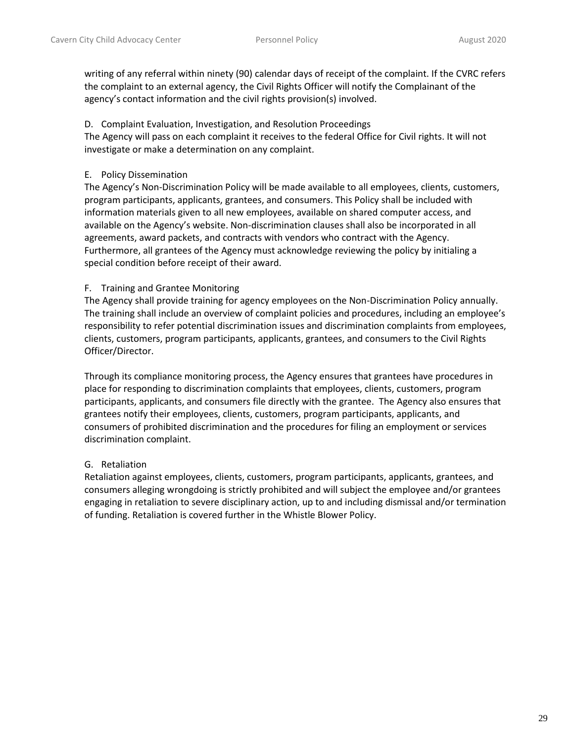writing of any referral within ninety (90) calendar days of receipt of the complaint. If the CVRC refers the complaint to an external agency, the Civil Rights Officer will notify the Complainant of the agency's contact information and the civil rights provision(s) involved.

D. Complaint Evaluation, Investigation, and Resolution Proceedings

The Agency will pass on each complaint it receives to the federal Office for Civil rights. It will not investigate or make a determination on any complaint.

E. Policy Dissemination

The Agency's Non-Discrimination Policy will be made available to all employees, clients, customers, program participants, applicants, grantees, and consumers. This Policy shall be included with information materials given to all new employees, available on shared computer access, and available on the Agency's website. Non-discrimination clauses shall also be incorporated in all agreements, award packets, and contracts with vendors who contract with the Agency. Furthermore, all grantees of the Agency must acknowledge reviewing the policy by initialing a special condition before receipt of their award.

F. Training and Grantee Monitoring

The Agency shall provide training for agency employees on the Non-Discrimination Policy annually. The training shall include an overview of complaint policies and procedures, including an employee's responsibility to refer potential discrimination issues and discrimination complaints from employees, clients, customers, program participants, applicants, grantees, and consumers to the Civil Rights Officer/Director.

Through its compliance monitoring process, the Agency ensures that grantees have procedures in place for responding to discrimination complaints that employees, clients, customers, program participants, applicants, and consumers file directly with the grantee. The Agency also ensures that grantees notify their employees, clients, customers, program participants, applicants, and consumers of prohibited discrimination and the procedures for filing an employment or services discrimination complaint.

G. Retaliation

Retaliation against employees, clients, customers, program participants, applicants, grantees, and consumers alleging wrongdoing is strictly prohibited and will subject the employee and/or grantees engaging in retaliation to severe disciplinary action, up to and including dismissal and/or termination of funding. Retaliation is covered further in the Whistle Blower Policy.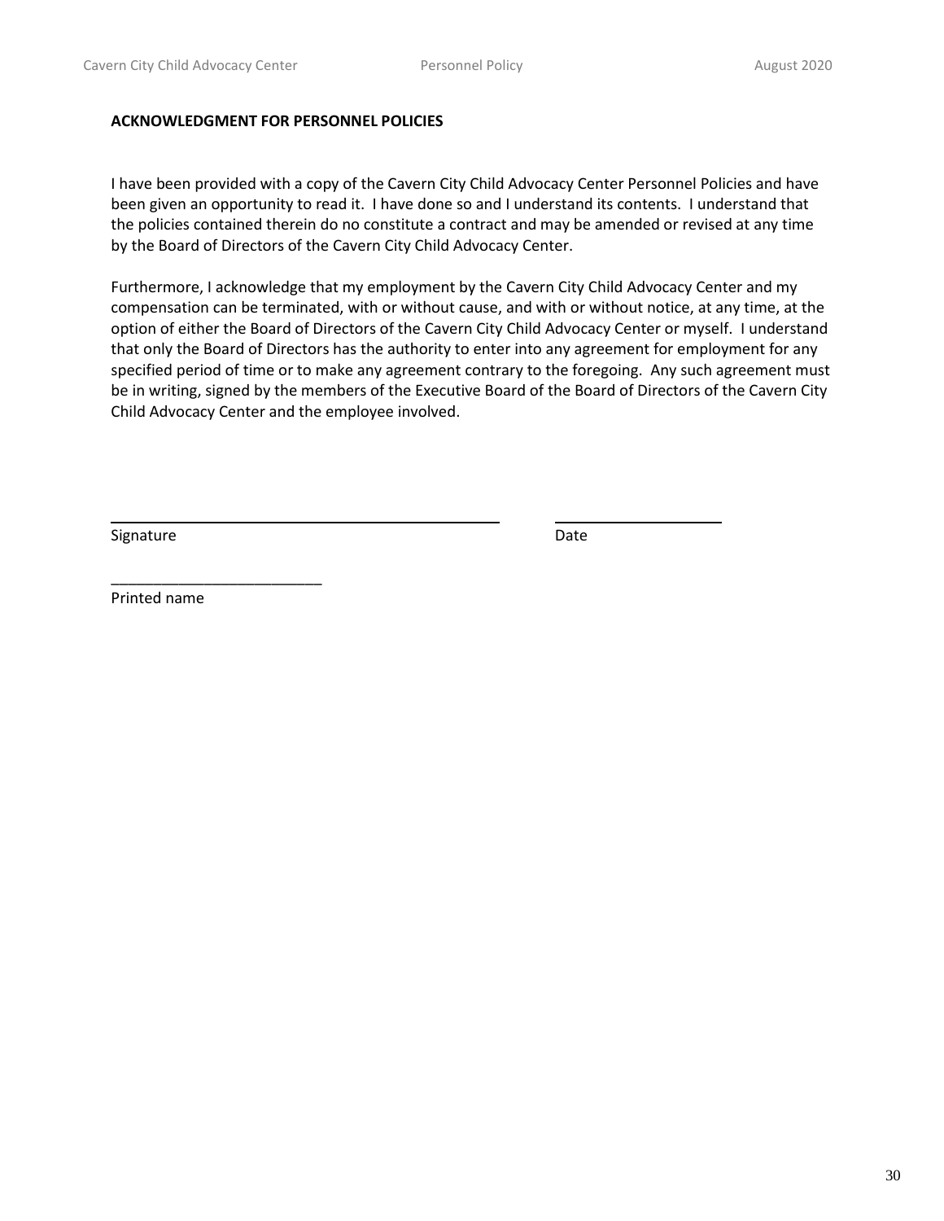**ACKNOWLEDGMENT FOR PERSONNEL POLICIES**

I have been provided with a copy of the Cavern City Child Advocacy Center Personnel Policies and have been given an opportunity to read it. I have done so and I understand its contents. I understand that the policies contained therein do no constitute a contract and may be amended or revised at any time by the Board of Directors of the Cavern City Child Advocacy Center.

Furthermore, I acknowledge that my employment by the Cavern City Child Advocacy Center and my compensation can be terminated, with or without cause, and with or without notice, at any time, at the option of either the Board of Directors of the Cavern City Child Advocacy Center or myself. I understand that only the Board of Directors has the authority to enter into any agreement for employment for any specified period of time or to make any agreement contrary to the foregoing. Any such agreement must be in writing, signed by the members of the Executive Board of the Board of Directors of the Cavern City Child Advocacy Center and the employee involved.

_______________________________________ _______________

Signature Date

_________________________

Printed name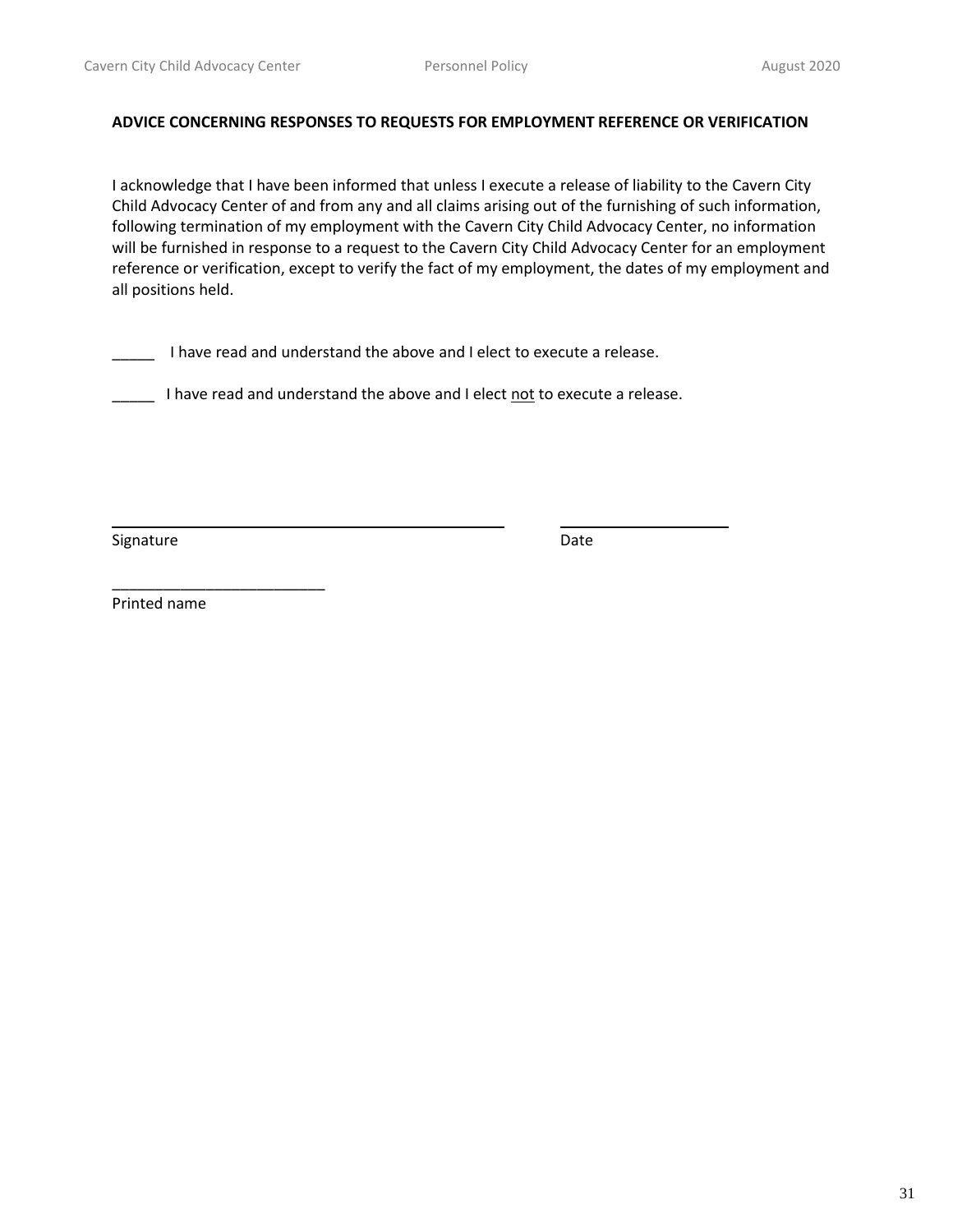**ADVICE CONCERNING RESPONSES TO REQUESTS FOR EMPLOYMENT REFERENCE OR VERIFICATION**

I acknowledge that I have been informed that unless I execute a release of liability to the Cavern City Child Advocacy Center of and from any and all claims arising out of the furnishing of such information, following termination of my employment with the Cavern City Child Advocacy Center, no information will be furnished in response to a request to the Cavern City Child Advocacy Center for an employment reference or verification, except to verify the fact of my employment, the dates of my employment and all positions held.

_____ I have read and understand the above and I elect to execute a release.

_____ I have read and understand the above and I elect not to execute a release.

_______________________________________ _______________

Signature Date

_________________________

Printed name